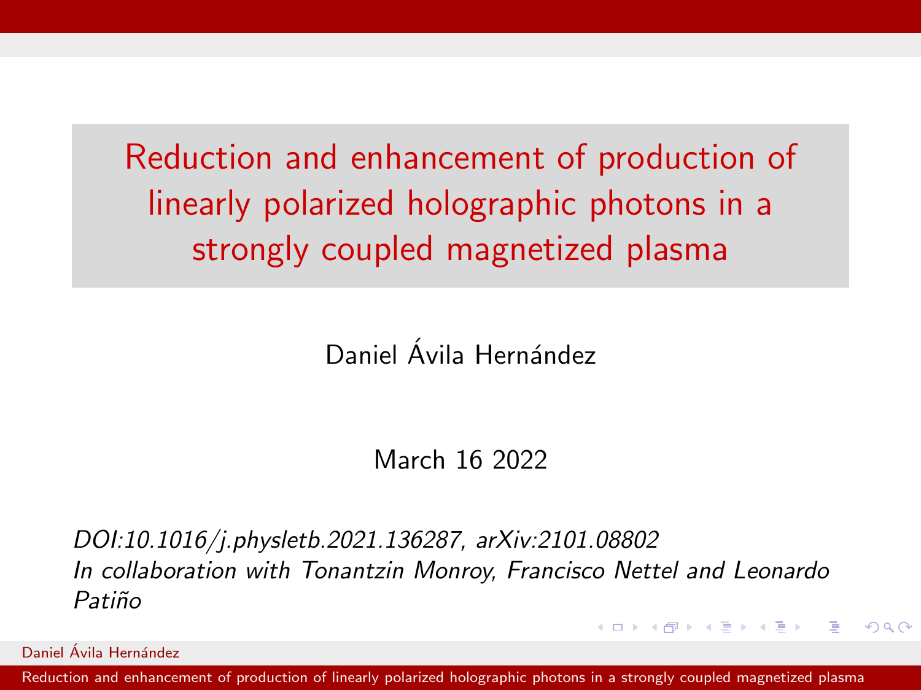# Reduction and enhancement of production of linearly polarized holographic photons in a strongly coupled magnetized plasma

Daniel Ávila Hernández

March 16 2022

*DOI:10.1016/j.physletb.2021.136287, arXiv:2101.08802*
*In collaboration with Tonantzin Monroy, Francisco Nettel and Leonardo Patiño*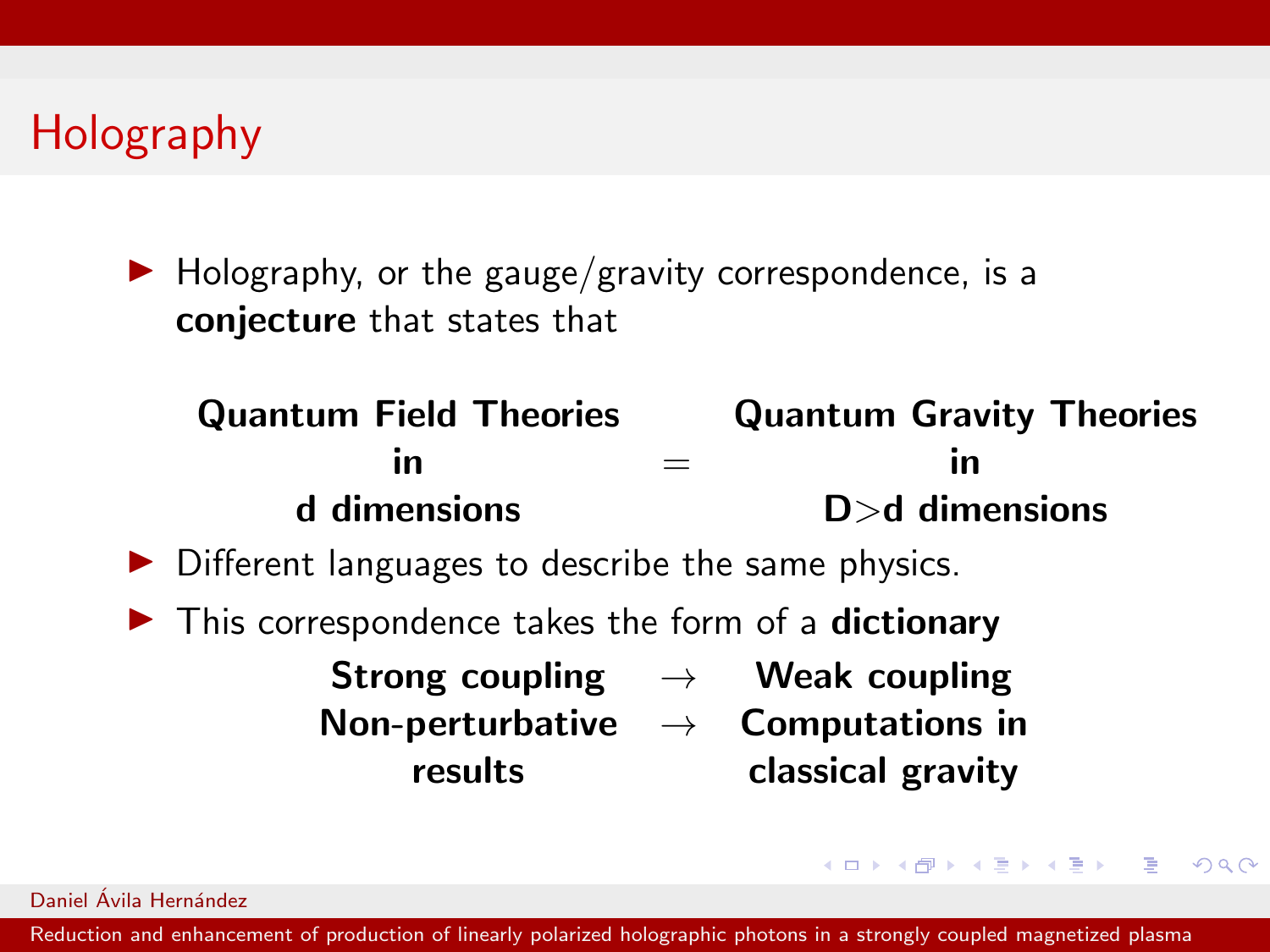## Holography

- Holography, or the gauge/gravity correspondence, is a **conjecture** that states that

| **Quantum Field Theories in d dimensions** | = | **Quantum Gravity Theories in D>d dimensions** |
|---|---|---|

- Different languages to describe the same physics.
- This correspondence takes the form of a **dictionary**

| | | |
|---|---|---|
| **Strong coupling** | $\rightarrow$ | **Weak coupling** |
| **Non-perturbative results** | $\rightarrow$ | **Computations in classical gravity** |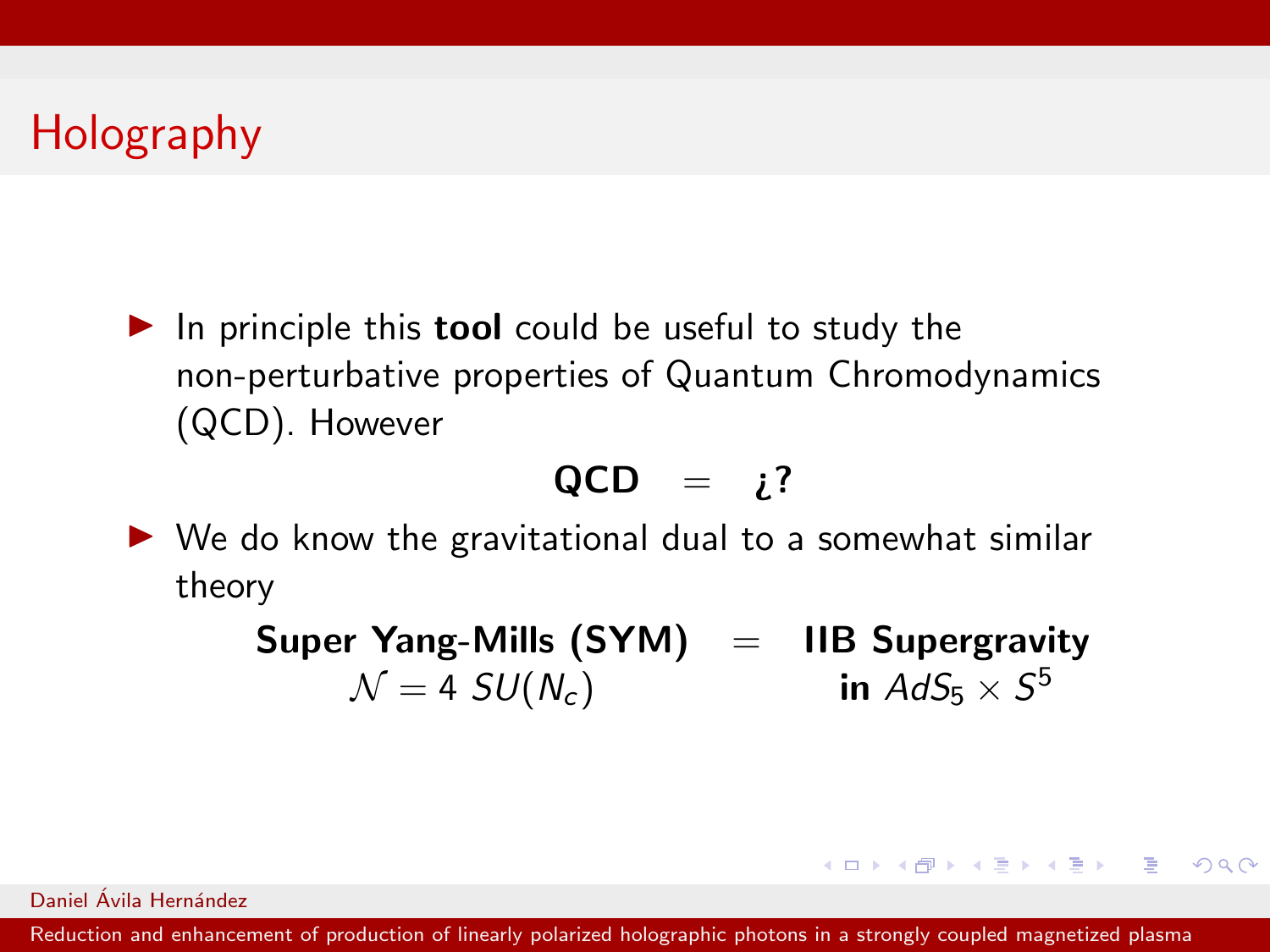# Holography

- In principle this **tool** could be useful to study the non-perturbative properties of Quantum Chromodynamics (QCD). However

$$\textbf{QCD} \quad = \quad \text{¿?}$$

- We do know the gravitational dual to a somewhat similar theory

$$\begin{array}{ccc} \textbf{Super Yang-Mills (SYM)} & = & \textbf{IIB Supergravity} \\ \mathcal{N} = 4 \; SU(N_c) & & \textbf{in } AdS_5 \times S^5 \end{array}$$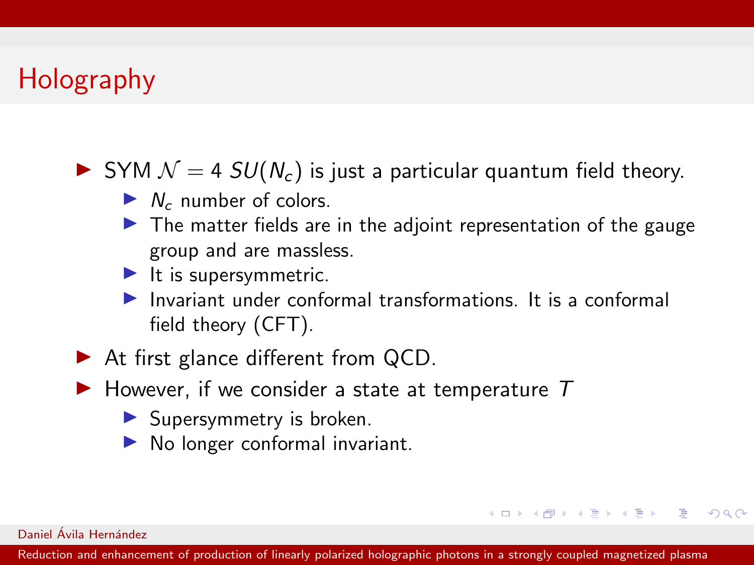# Holography

- SYM $\mathcal{N} = 4$ $SU(N_c)$ is just a particular quantum field theory.
  - $N_c$ number of colors.
  - The matter fields are in the adjoint representation of the gauge group and are massless.
  - It is supersymmetric.
  - Invariant under conformal transformations. It is a conformal field theory (CFT).
- At first glance different from QCD.
- However, if we consider a state at temperature $T$
  - Supersymmetry is broken.
  - No longer conformal invariant.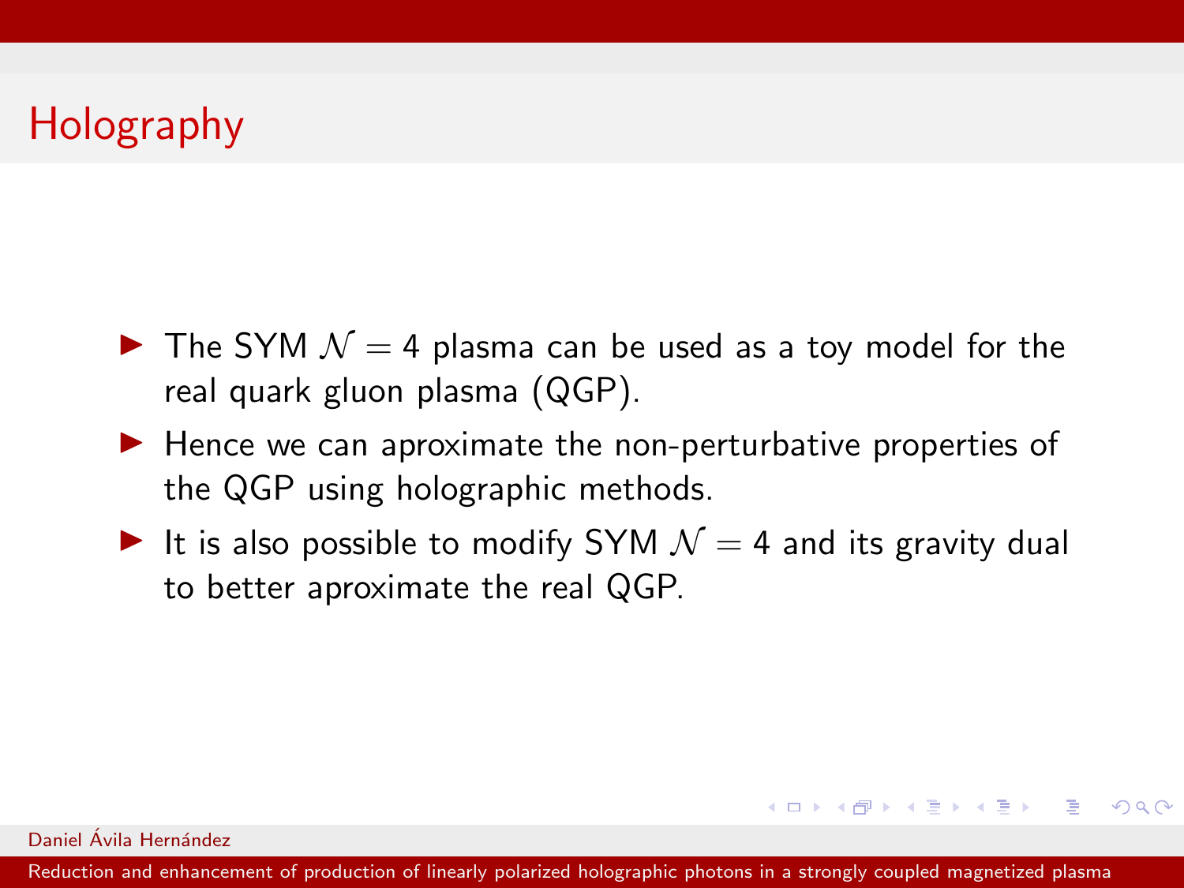# Holography

- The SYM $\mathcal{N} = 4$ plasma can be used as a toy model for the real quark gluon plasma (QGP).
- Hence we can aproximate the non-perturbative properties of the QGP using holographic methods.
- It is also possible to modify SYM $\mathcal{N} = 4$ and its gravity dual to better aproximate the real QGP.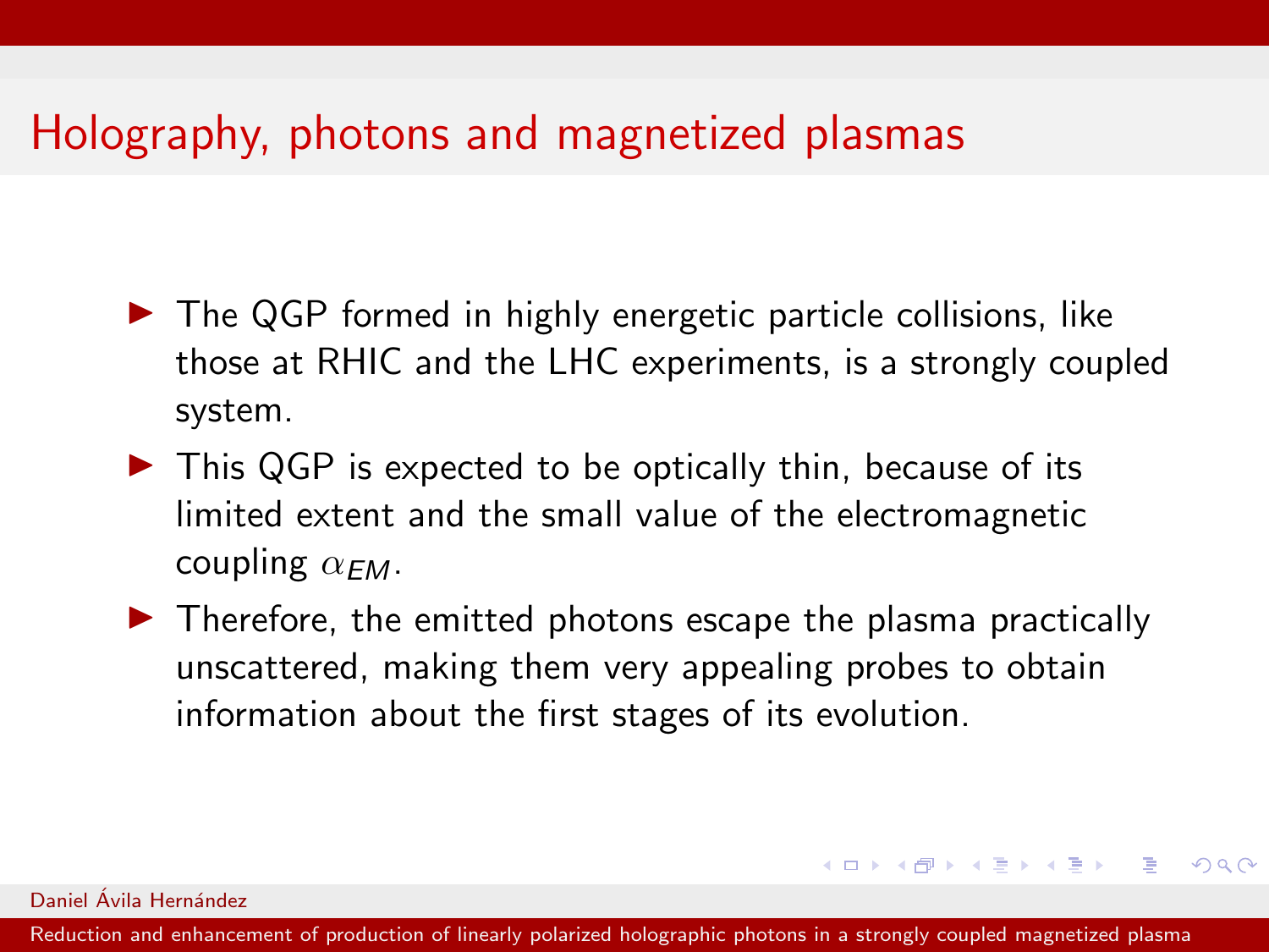# Holography, photons and magnetized plasmas

- The QGP formed in highly energetic particle collisions, like those at RHIC and the LHC experiments, is a strongly coupled system.
- This QGP is expected to be optically thin, because of its limited extent and the small value of the electromagnetic coupling $\alpha_{EM}$.
- Therefore, the emitted photons escape the plasma practically unscattered, making them very appealing probes to obtain information about the first stages of its evolution.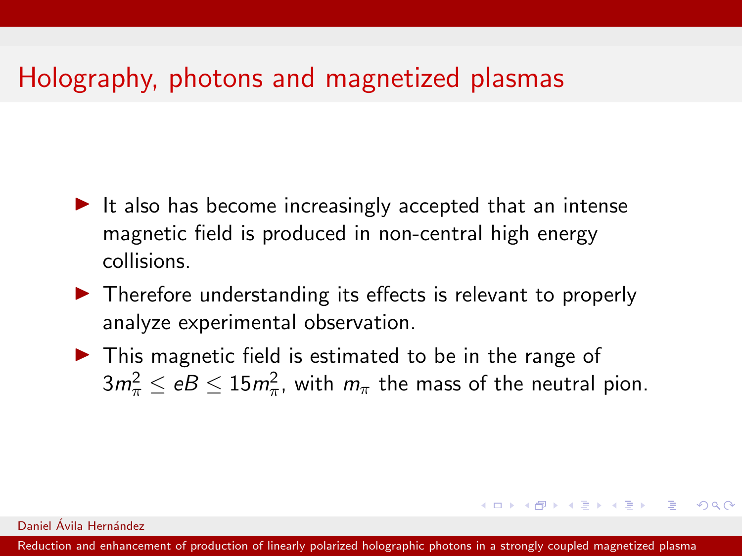# Holography, photons and magnetized plasmas

- It also has become increasingly accepted that an intense magnetic field is produced in non-central high energy collisions.
- Therefore understanding its effects is relevant to properly analyze experimental observation.
- This magnetic field is estimated to be in the range of $3m_\pi^2 \leq eB \leq 15m_\pi^2$, with $m_\pi$ the mass of the neutral pion.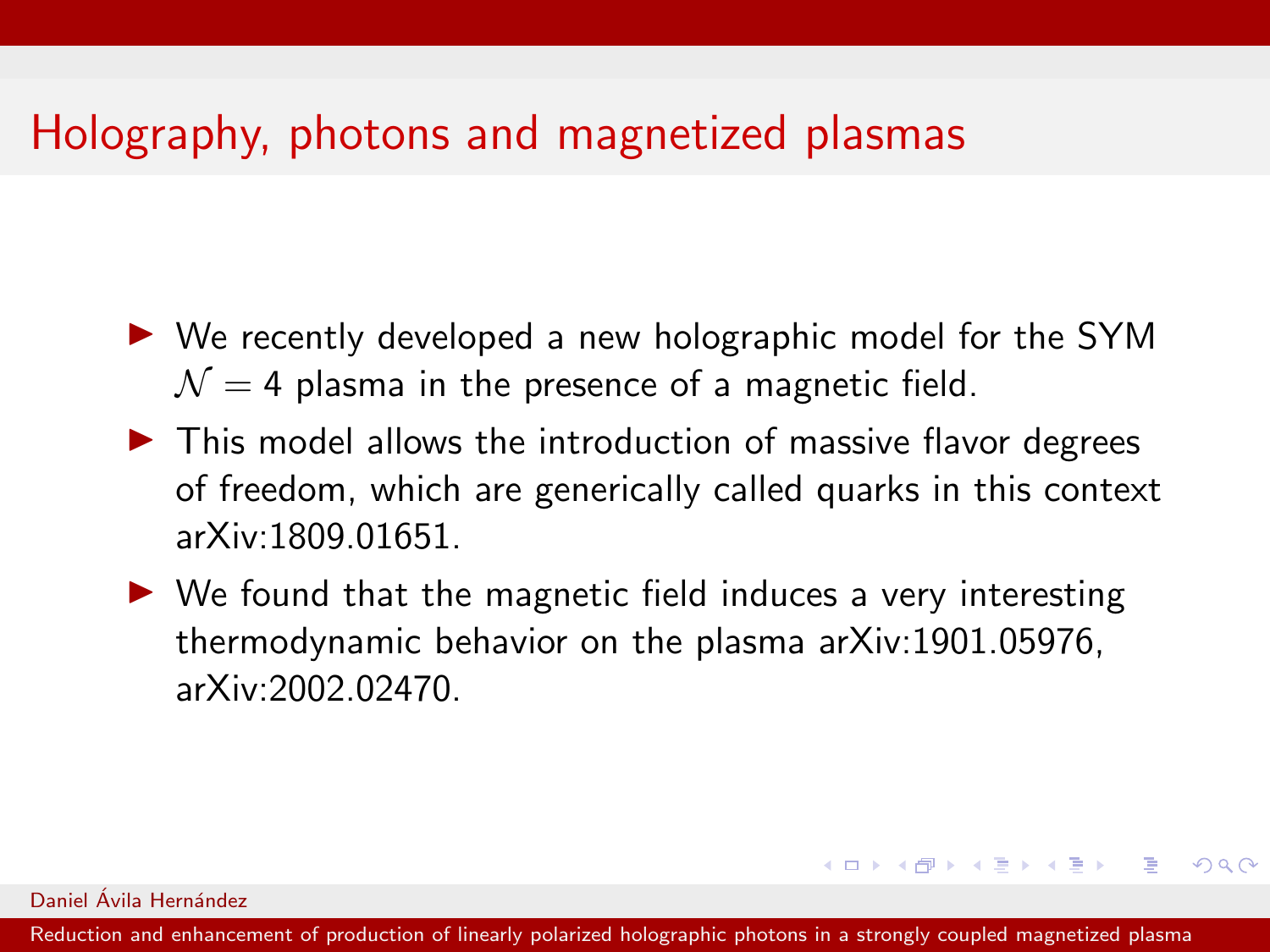# Holography, photons and magnetized plasmas

- We recently developed a new holographic model for the SYM $\mathcal{N} = 4$ plasma in the presence of a magnetic field.
- This model allows the introduction of massive flavor degrees of freedom, which are generically called quarks in this context arXiv:1809.01651.
- We found that the magnetic field induces a very interesting thermodynamic behavior on the plasma arXiv:1901.05976, arXiv:2002.02470.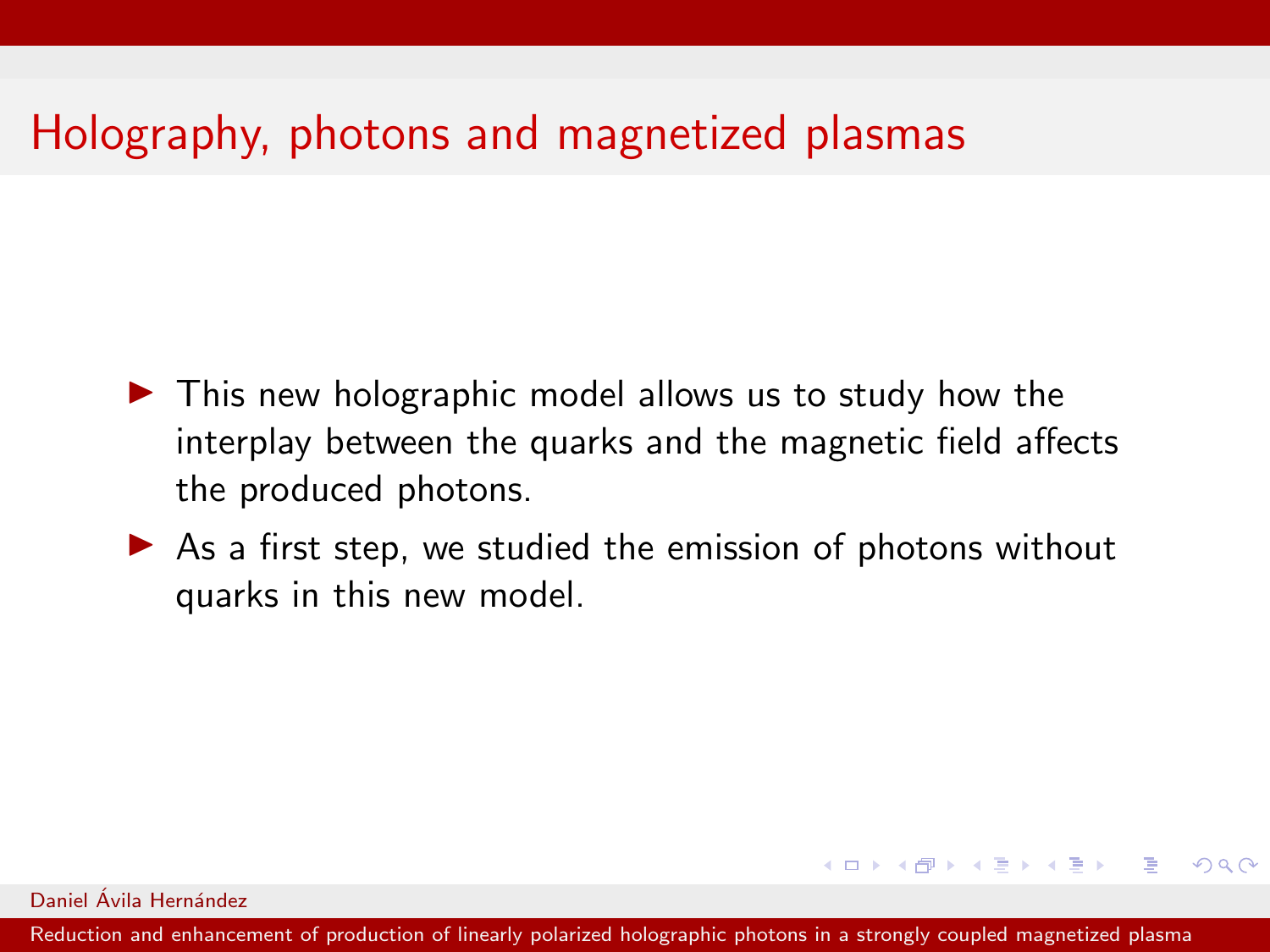## Holography, photons and magnetized plasmas

- This new holographic model allows us to study how the interplay between the quarks and the magnetic field affects the produced photons.
- As a first step, we studied the emission of photons without quarks in this new model.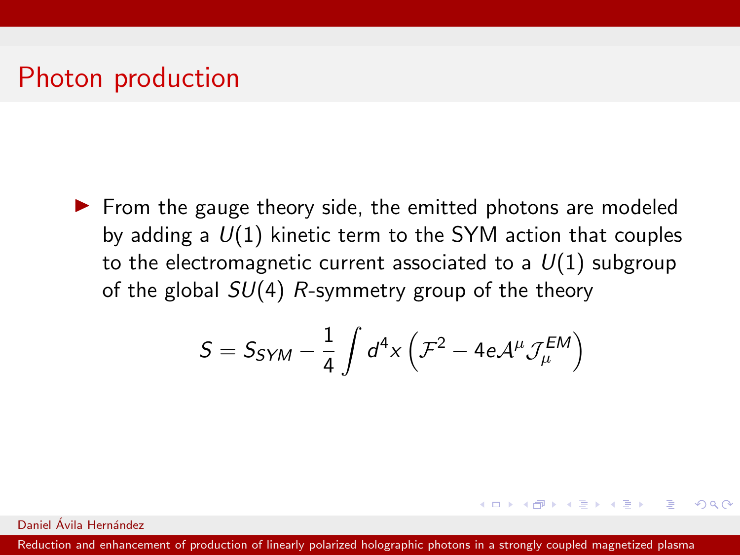# Photon production

- From the gauge theory side, the emitted photons are modeled by adding a $U(1)$ kinetic term to the SYM action that couples to the electromagnetic current associated to a $U(1)$ subgroup of the global $SU(4)$ $R$-symmetry group of the theory

$$S = S_{SYM} - \frac{1}{4}\int d^4x \left(\mathcal{F}^2 - 4e\mathcal{A}^\mu \mathcal{J}_\mu^{EM}\right)$$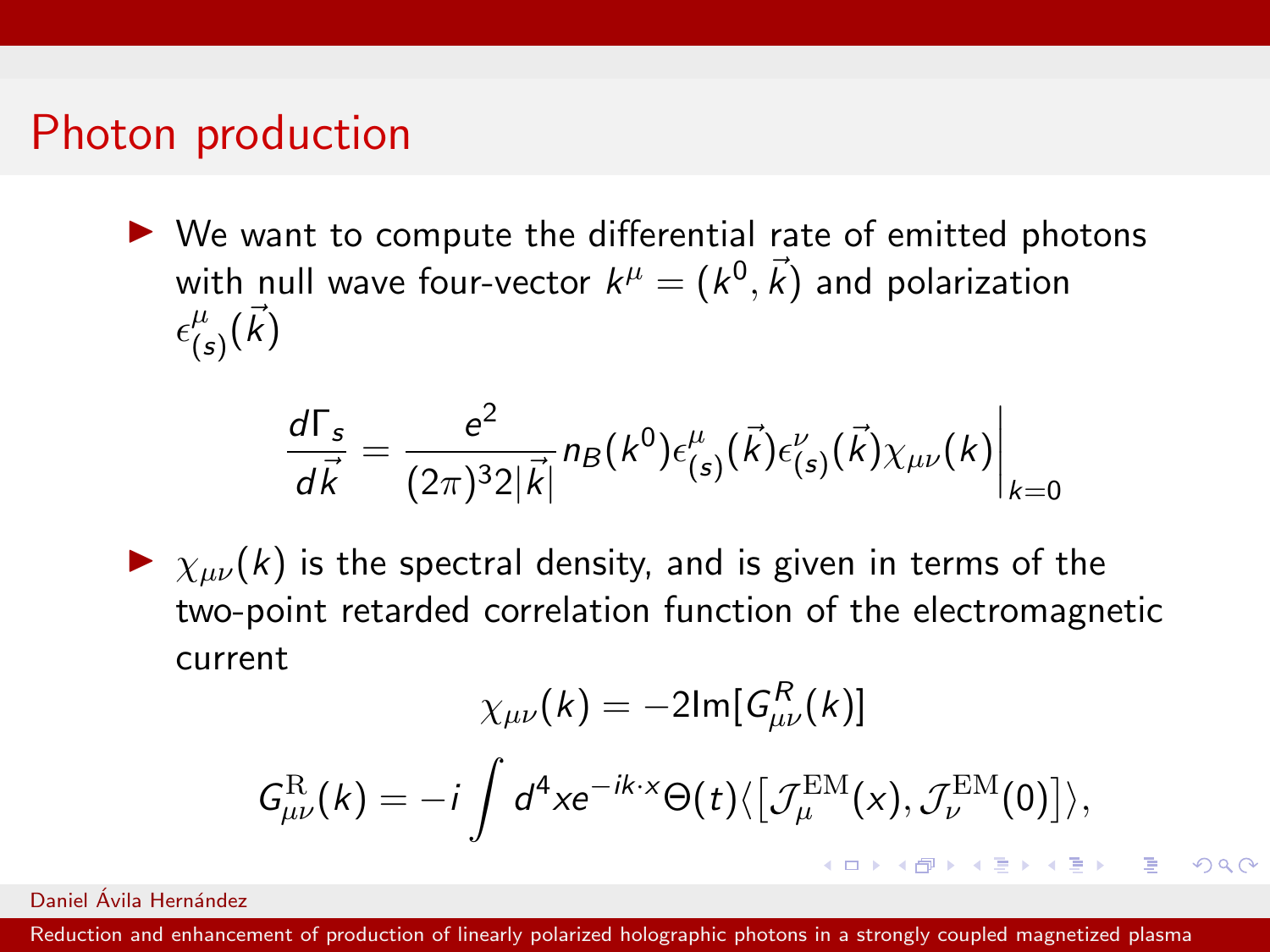# Photon production

- We want to compute the differential rate of emitted photons with null wave four-vector $k^\mu = (k^0, \vec{k})$ and polarization $\epsilon^\mu_{(s)}(\vec{k})$

$$\frac{d\Gamma_s}{d\vec{k}} = \frac{e^2}{(2\pi)^3 2|\vec{k}|} n_B(k^0) \epsilon^\mu_{(s)}(\vec{k}) \epsilon^\nu_{(s)}(\vec{k}) \chi_{\mu\nu}(k) \Big|_{k=0}$$

- $\chi_{\mu\nu}(k)$ is the spectral density, and is given in terms of the two-point retarded correlation function of the electromagnetic current

$$\chi_{\mu\nu}(k) = -2\mathrm{Im}[G^R_{\mu\nu}(k)]$$

$$G^{\mathrm{R}}_{\mu\nu}(k) = -i \int d^4x e^{-ik\cdot x} \Theta(t) \langle [\mathcal{J}^{\mathrm{EM}}_\mu(x), \mathcal{J}^{\mathrm{EM}}_\nu(0)] \rangle,$$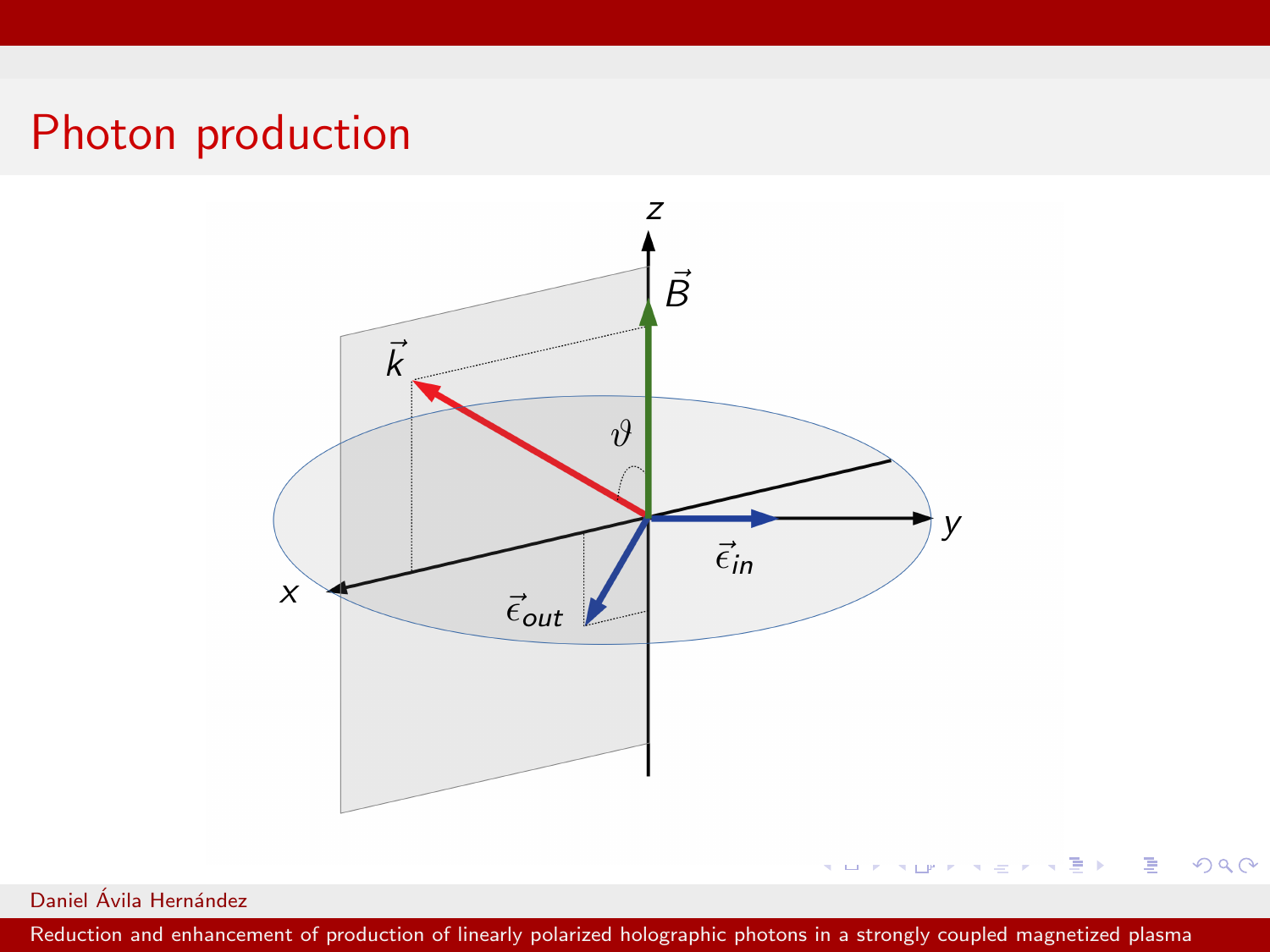# Photon production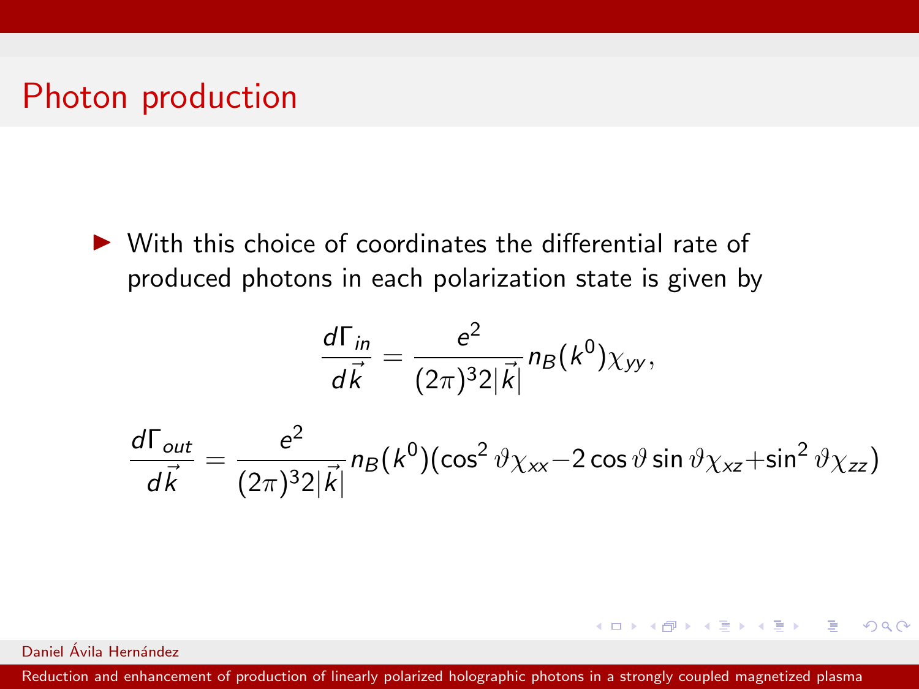# Photon production

- With this choice of coordinates the differential rate of produced photons in each polarization state is given by

$$\frac{d\Gamma_{in}}{d\vec{k}} = \frac{e^2}{(2\pi)^3 2|\vec{k}|} n_B(k^0)\chi_{yy},$$

$$\frac{d\Gamma_{out}}{d\vec{k}} = \frac{e^2}{(2\pi)^3 2|\vec{k}|} n_B(k^0)(\cos^2\vartheta\chi_{xx} - 2\cos\vartheta\sin\vartheta\chi_{xz} + \sin^2\vartheta\chi_{zz})$$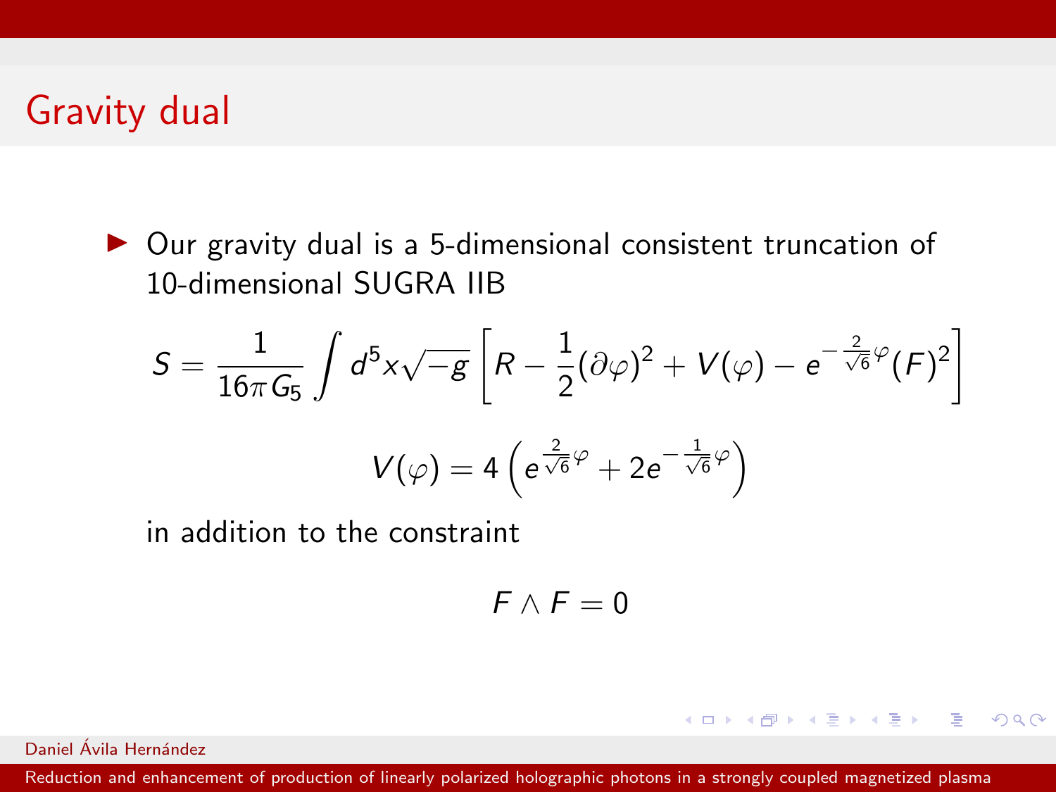# Gravity dual

- Our gravity dual is a 5-dimensional consistent truncation of 10-dimensional SUGRA IIB

$$S = \frac{1}{16\pi G_5} \int d^5x \sqrt{-g} \left[ R - \frac{1}{2}(\partial\varphi)^2 + V(\varphi) - e^{-\frac{2}{\sqrt{6}}\varphi}(F)^2 \right]$$

$$V(\varphi) = 4\left( e^{\frac{2}{\sqrt{6}}\varphi} + 2e^{-\frac{1}{\sqrt{6}}\varphi} \right)$$

in addition to the constraint

$$F \wedge F = 0$$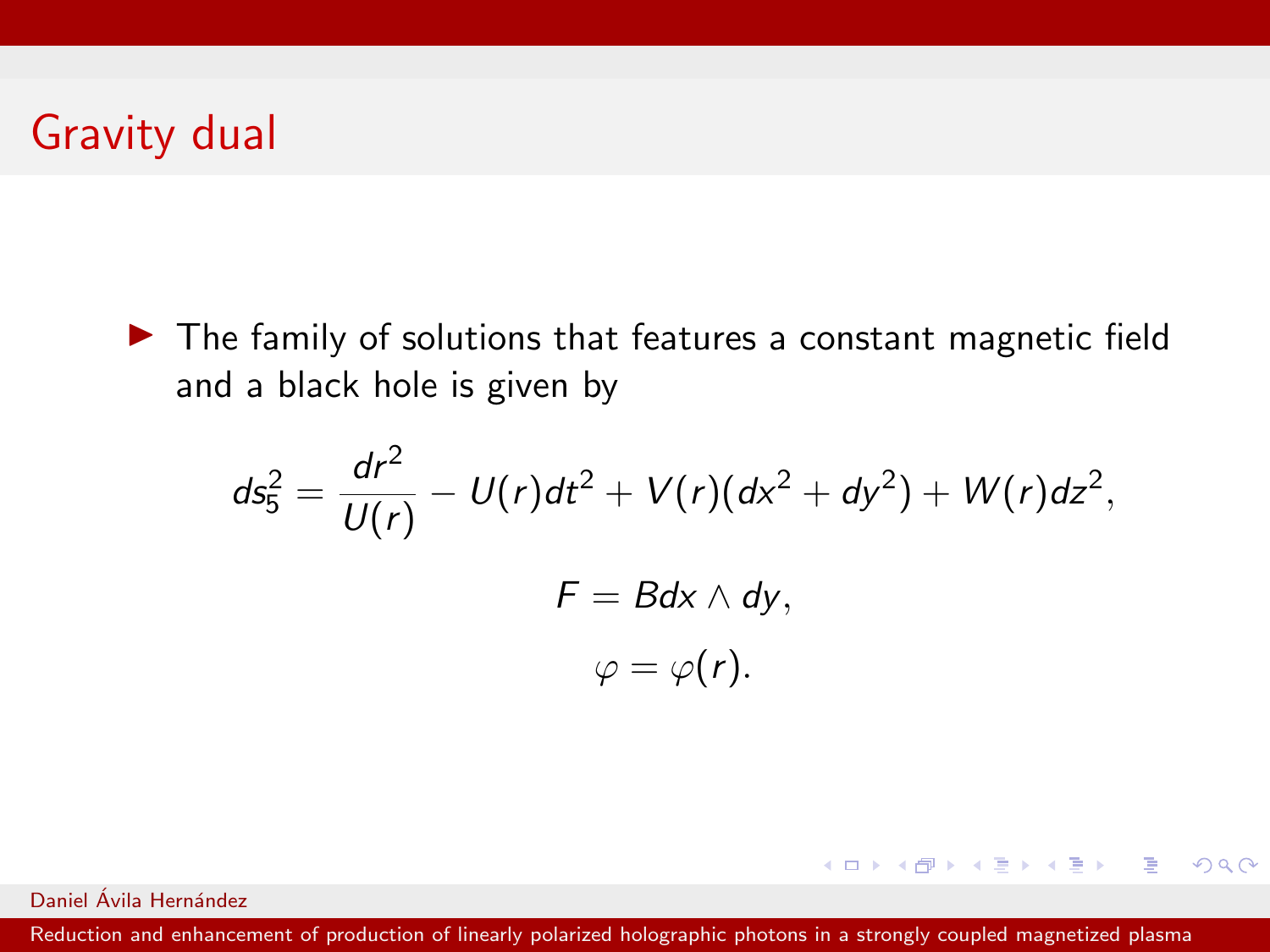## Gravity dual

- The family of solutions that features a constant magnetic field and a black hole is given by

$$ds_5^2 = \frac{dr^2}{U(r)} - U(r)dt^2 + V(r)(dx^2 + dy^2) + W(r)dz^2,$$

$$F = B dx \wedge dy,$$

$$\varphi = \varphi(r).$$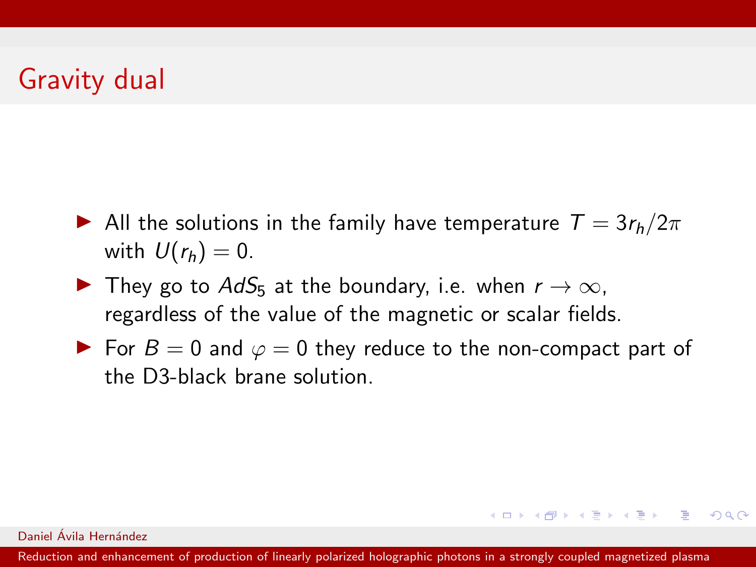## Gravity dual

- All the solutions in the family have temperature $T = 3r_h/2\pi$ with $U(r_h) = 0$.
- They go to $AdS_5$ at the boundary, i.e. when $r \to \infty$, regardless of the value of the magnetic or scalar fields.
- For $B = 0$ and $\varphi = 0$ they reduce to the non-compact part of the D3-black brane solution.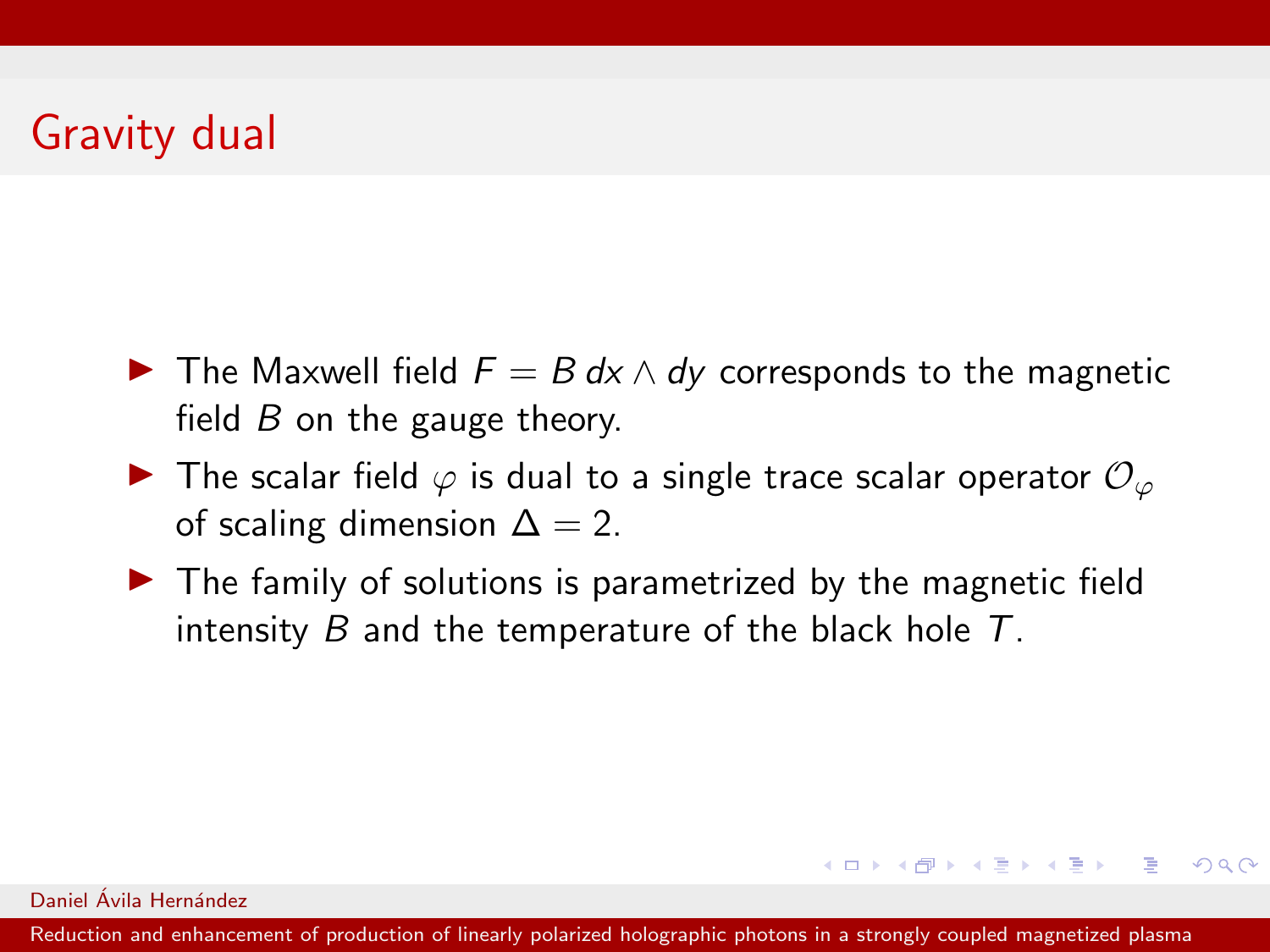## Gravity dual

- The Maxwell field $F = B\, dx \wedge dy$ corresponds to the magnetic field $B$ on the gauge theory.
- The scalar field $\varphi$ is dual to a single trace scalar operator $\mathcal{O}_\varphi$ of scaling dimension $\Delta = 2$.
- The family of solutions is parametrized by the magnetic field intensity $B$ and the temperature of the black hole $T$.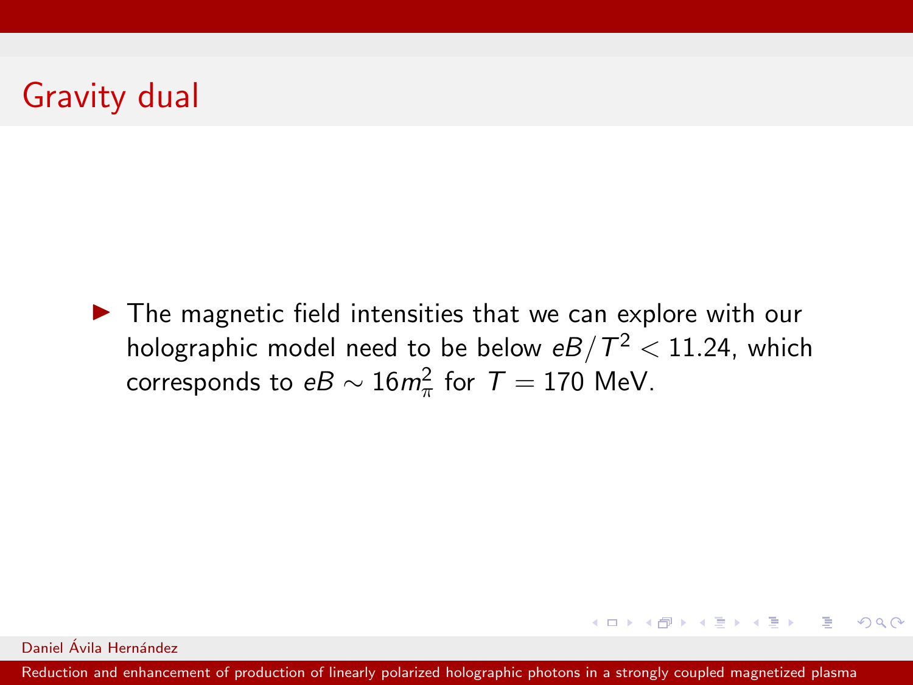# Gravity dual

- The magnetic field intensities that we can explore with our holographic model need to be below $eB/T^2 < 11.24$, which corresponds to $eB \sim 16m_\pi^2$ for $T = 170$ MeV.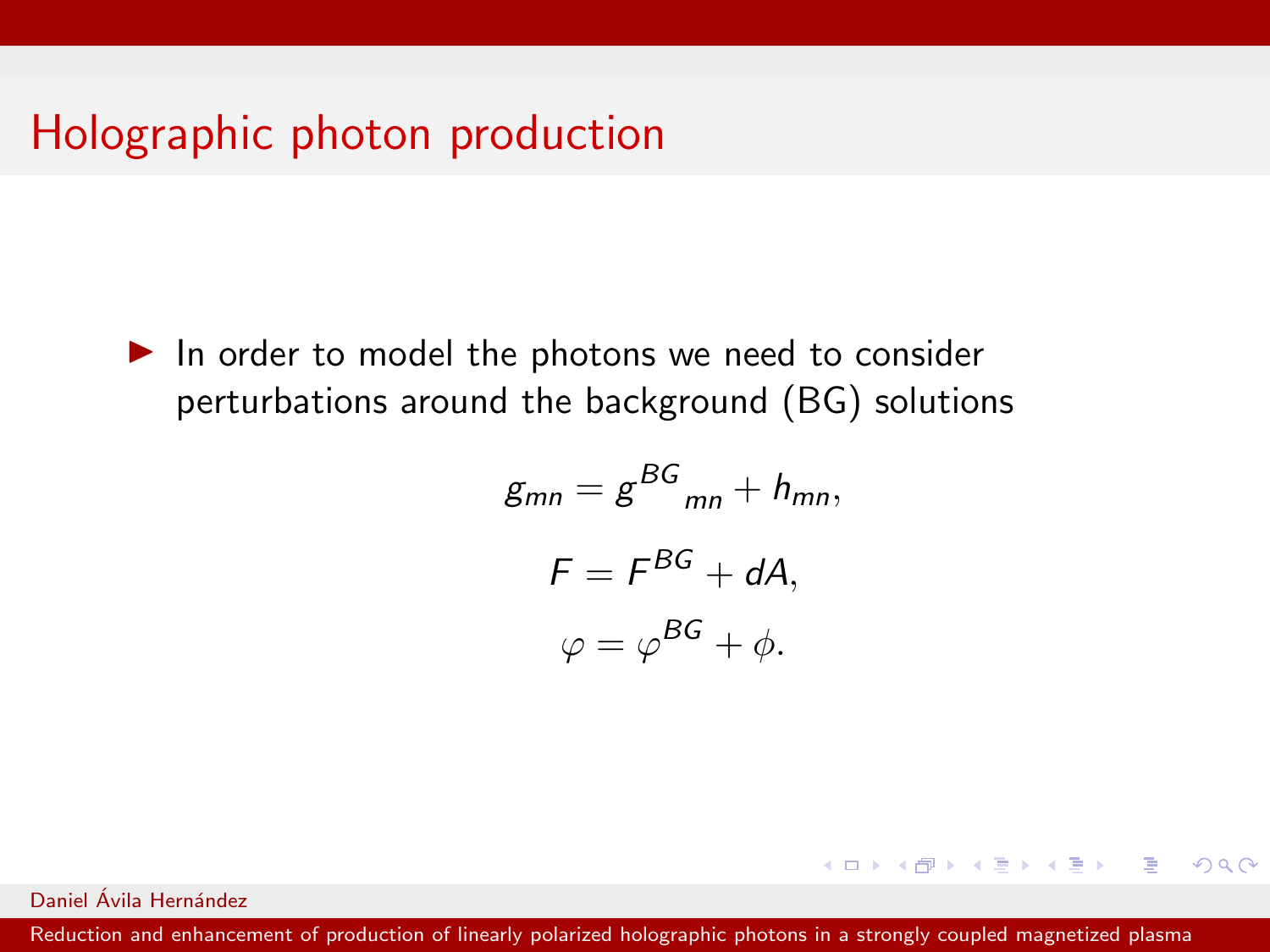# Holographic photon production

- In order to model the photons we need to consider perturbations around the background (BG) solutions

$$
g_{mn} = {g^{BG}}_{mn} + h_{mn},
$$

$$
F = F^{BG} + dA,
$$

$$
\varphi = \varphi^{BG} + \phi.
$$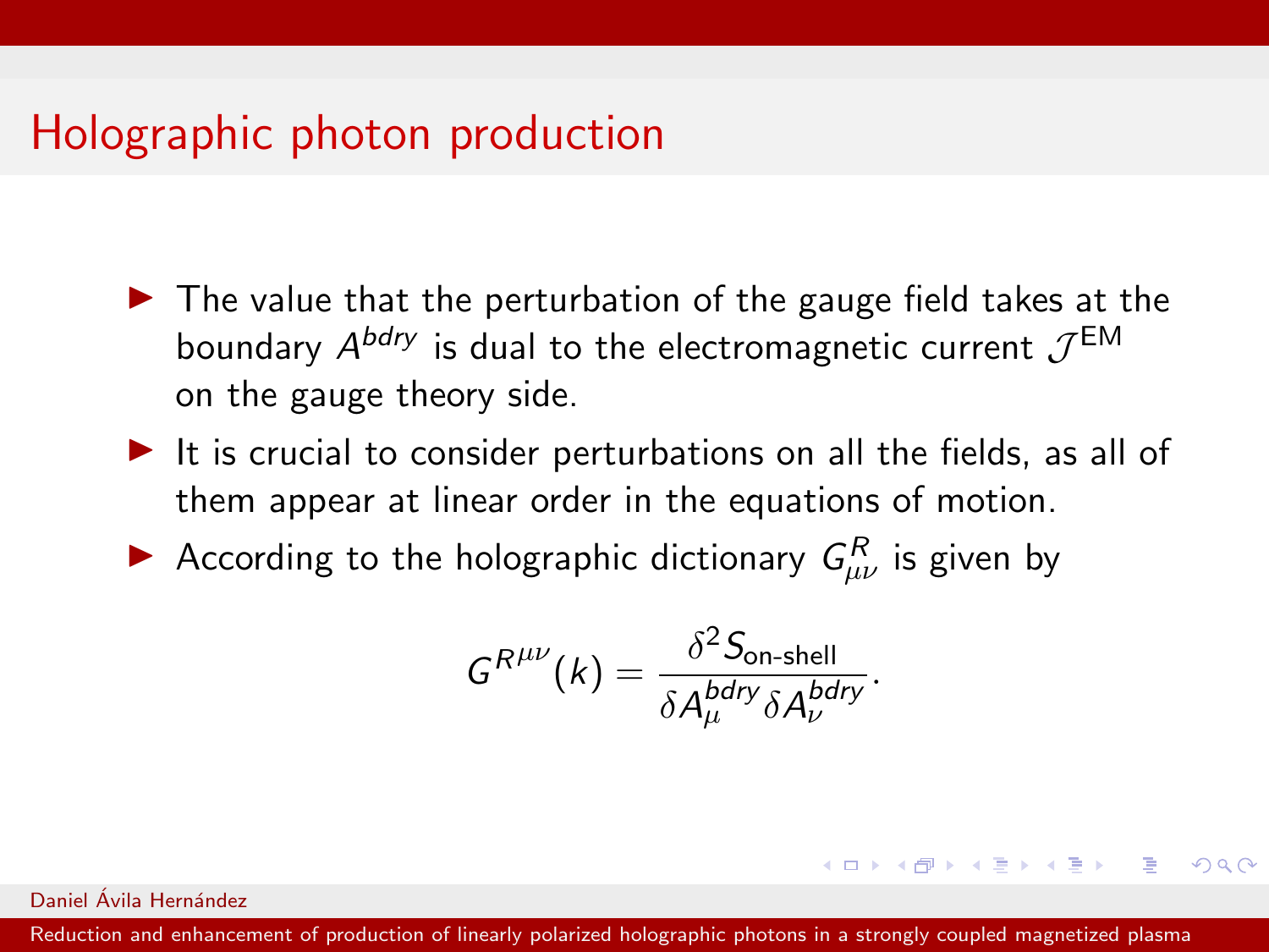# Holographic photon production

- The value that the perturbation of the gauge field takes at the boundary $A^{bdry}$ is dual to the electromagnetic current $\mathcal{J}^{\text{EM}}$ on the gauge theory side.
- It is crucial to consider perturbations on all the fields, as all of them appear at linear order in the equations of motion.
- According to the holographic dictionary $G^R_{\mu\nu}$ is given by

$$G^{R^{\mu\nu}}(k) = \frac{\delta^2 S_{\text{on-shell}}}{\delta A^{bdry}_{\mu} \delta A^{bdry}_{\nu}}.$$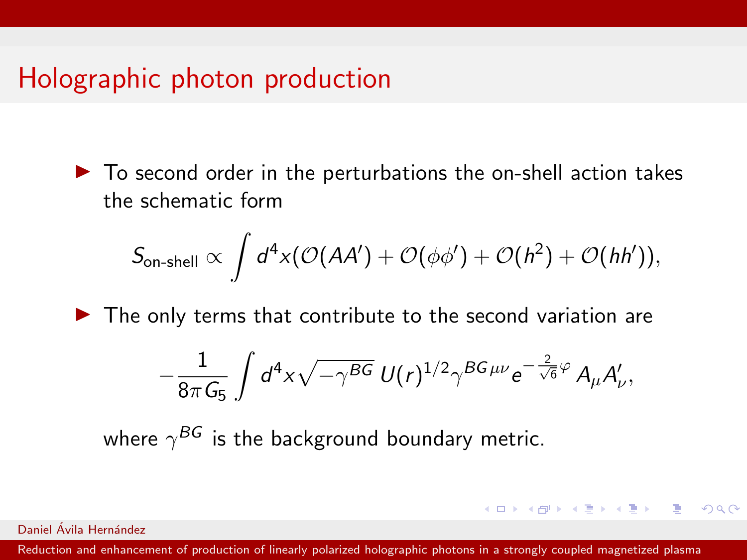# Holographic photon production

- To second order in the perturbations the on-shell action takes the schematic form

$$S_{\text{on-shell}} \propto \int d^4x(\mathcal{O}(AA') + \mathcal{O}(\phi\phi') + \mathcal{O}(h^2) + \mathcal{O}(hh')),$$

- The only terms that contribute to the second variation are

$$-\frac{1}{8\pi G_5}\int d^4x\sqrt{-\gamma^{BG}}\,U(r)^{1/2}\gamma^{BG\,\mu\nu}e^{-\frac{2}{\sqrt{6}}\varphi}\,A_\mu A'_\nu,$$

where $\gamma^{BG}$ is the background boundary metric.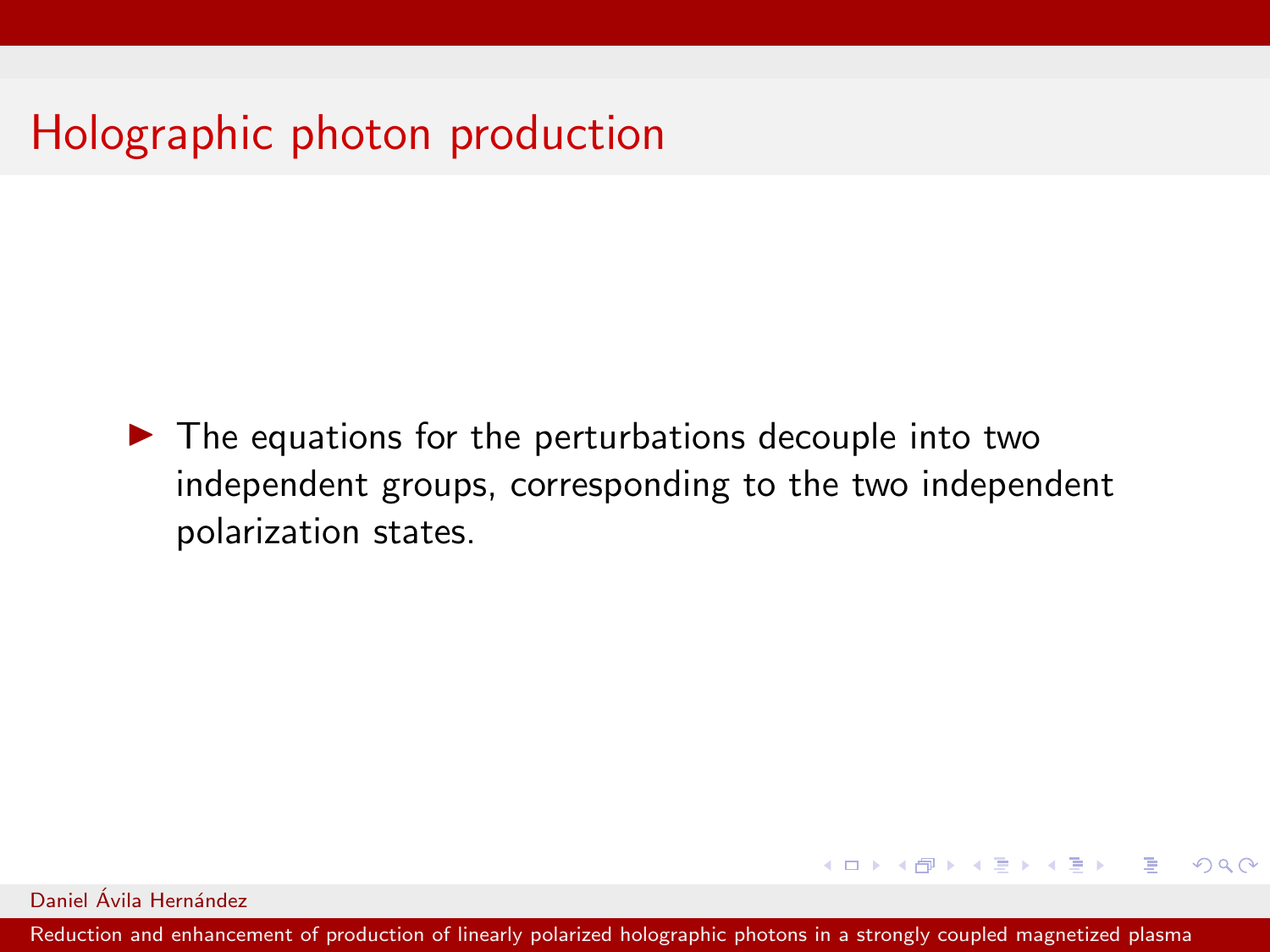# Holographic photon production

- The equations for the perturbations decouple into two independent groups, corresponding to the two independent polarization states.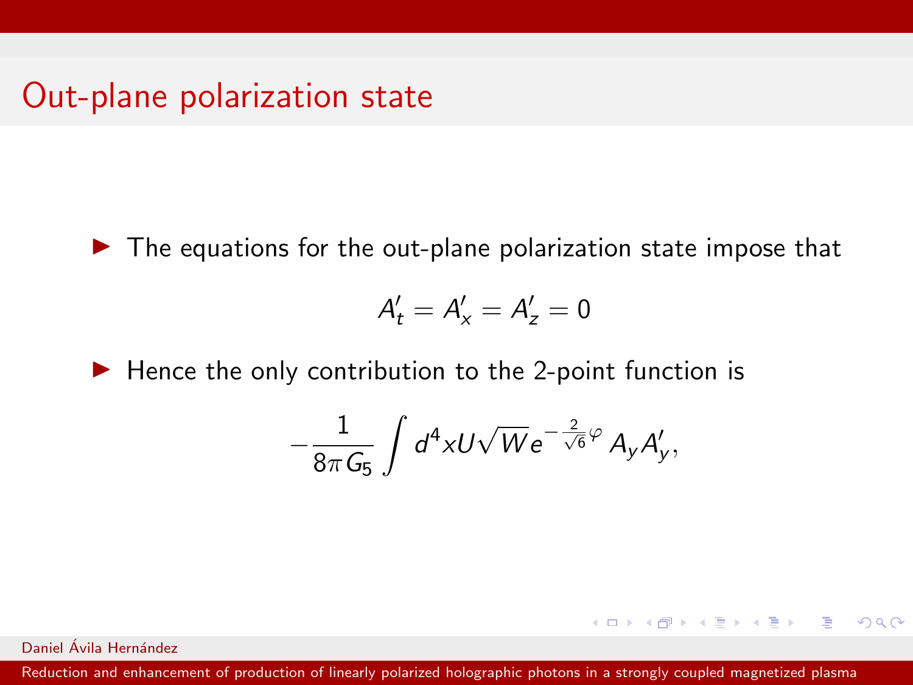# Out-plane polarization state

- The equations for the out-plane polarization state impose that

$$A_t' = A_x' = A_z' = 0$$

- Hence the only contribution to the 2-point function is

$$-\frac{1}{8\pi G_5}\int d^4x U\sqrt{W}e^{-\frac{2}{\sqrt{6}}\varphi}\,A_y A_y',$$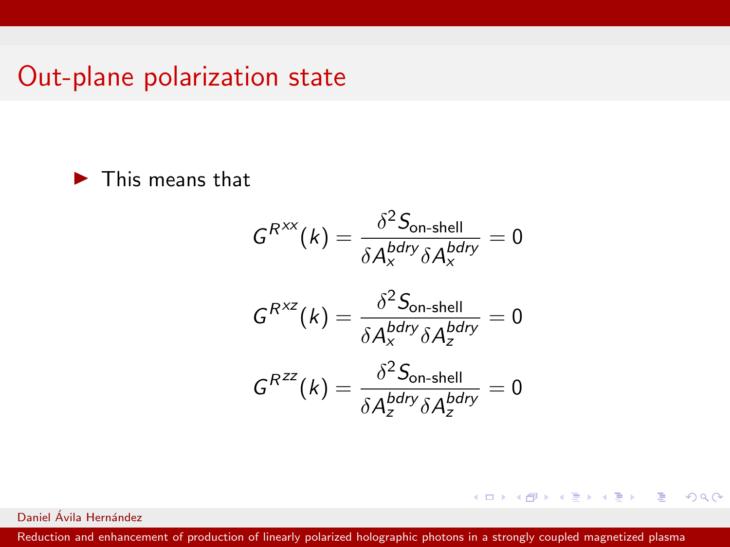# Out-plane polarization state

- This means that

$$G^{R^{xx}}(k) = \frac{\delta^2 S_{\text{on-shell}}}{\delta A_x^{bdry} \delta A_x^{bdry}} = 0$$

$$G^{R^{xz}}(k) = \frac{\delta^2 S_{\text{on-shell}}}{\delta A_x^{bdry} \delta A_z^{bdry}} = 0$$

$$G^{R^{zz}}(k) = \frac{\delta^2 S_{\text{on-shell}}}{\delta A_z^{bdry} \delta A_z^{bdry}} = 0$$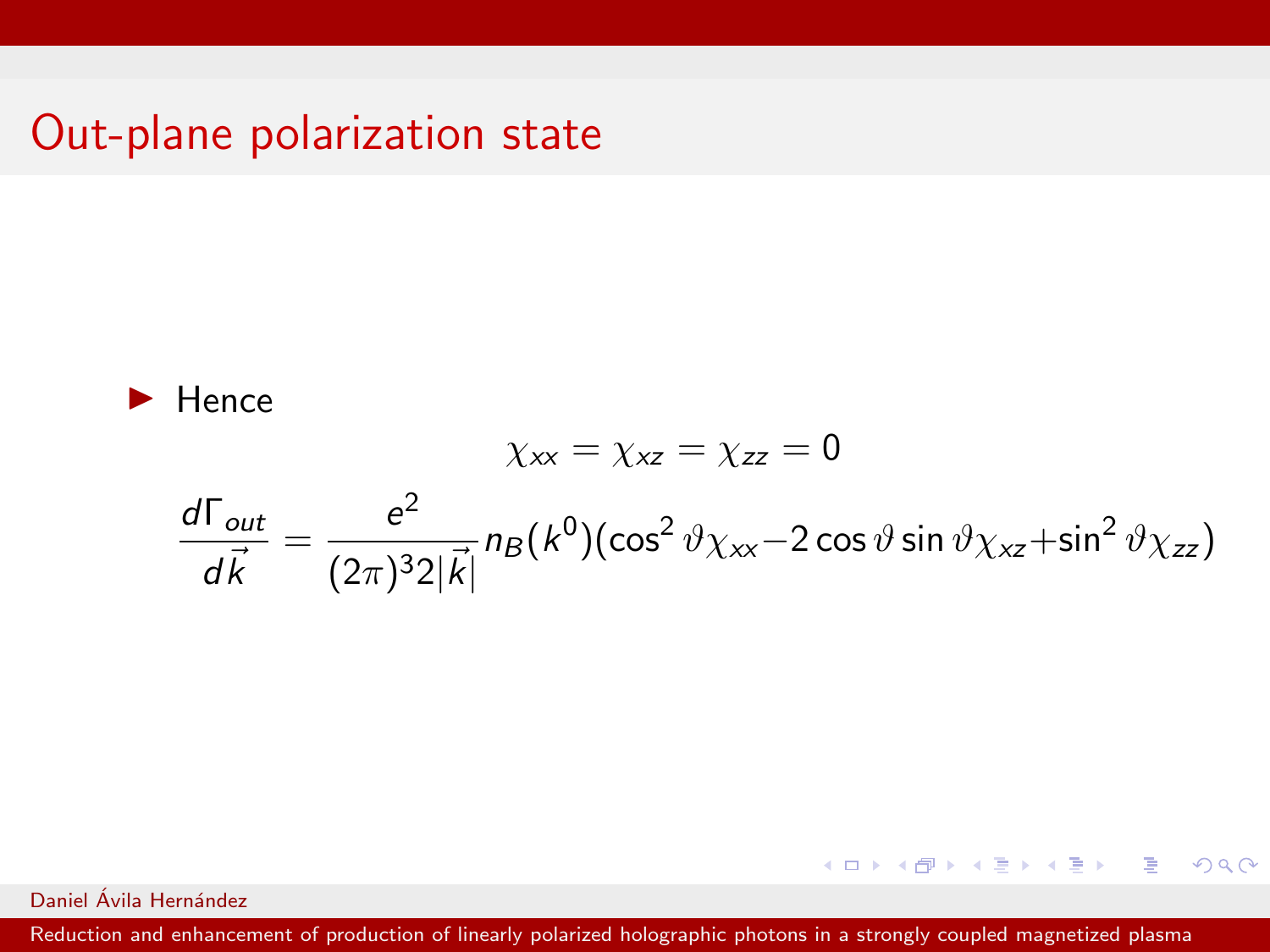# Out-plane polarization state

- Hence

$$\chi_{xx} = \chi_{xz} = \chi_{zz} = 0$$

$$\frac{d\Gamma_{out}}{d\vec{k}} = \frac{e^2}{(2\pi)^3 2|\vec{k}|} n_B(k^0)(\cos^2\vartheta\chi_{xx} - 2\cos\vartheta\sin\vartheta\chi_{xz} + \sin^2\vartheta\chi_{zz})$$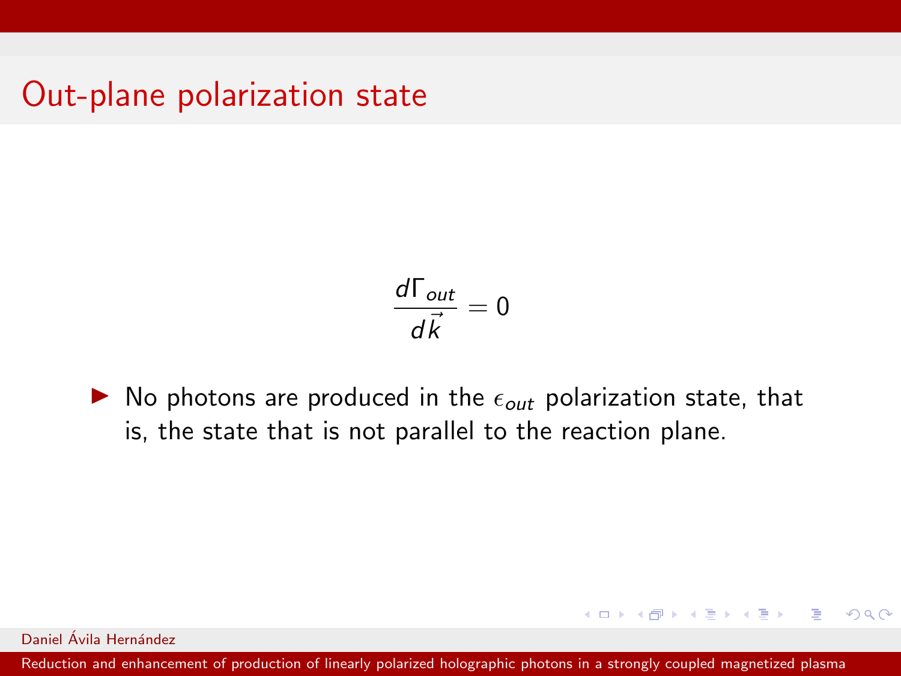# Out-plane polarization state

$$\frac{d\Gamma_{out}}{d\vec{k}} = 0$$

- No photons are produced in the $\epsilon_{out}$ polarization state, that is, the state that is not parallel to the reaction plane.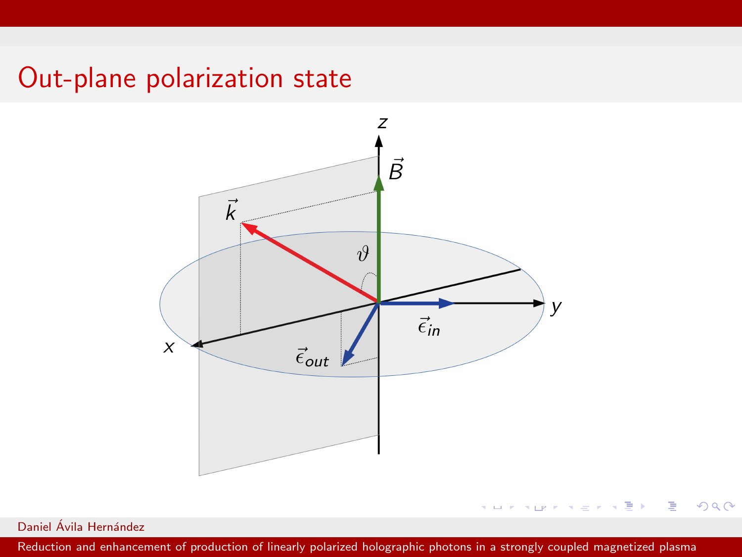# Out-plane polarization state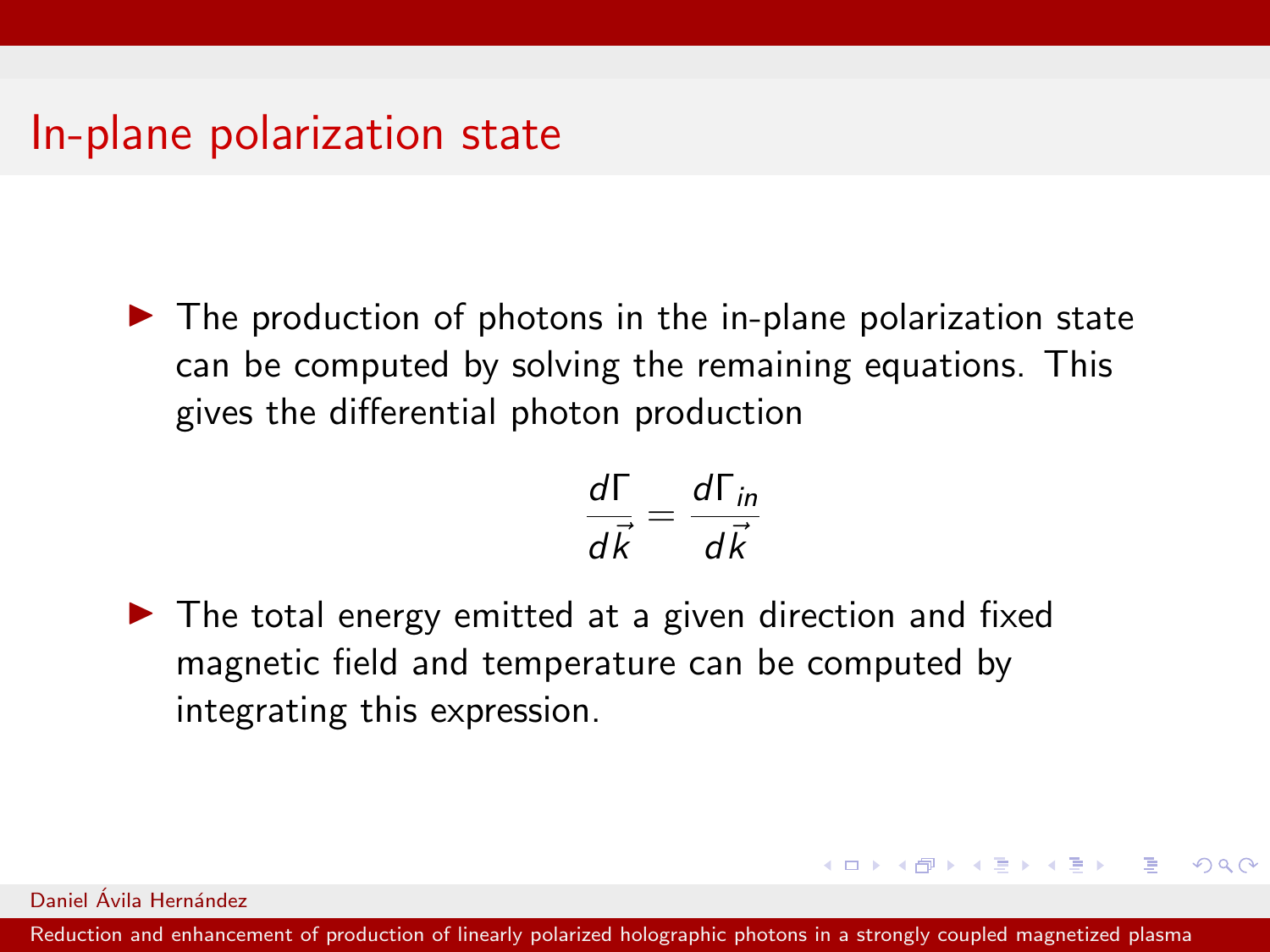# In-plane polarization state

- The production of photons in the in-plane polarization state can be computed by solving the remaining equations. This gives the differential photon production

$$\frac{d\Gamma}{d\vec{k}} = \frac{d\Gamma_{in}}{d\vec{k}}$$

- The total energy emitted at a given direction and fixed magnetic field and temperature can be computed by integrating this expression.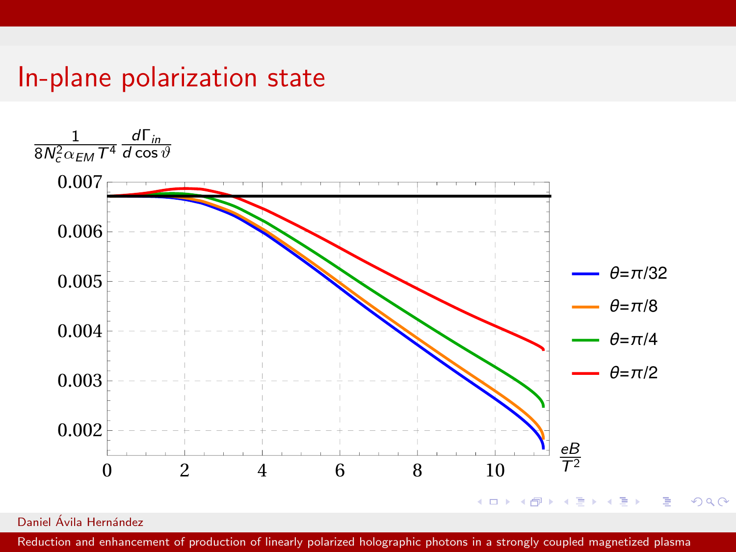# In-plane polarization state

$$\frac{1}{8N_c^2\alpha_{EM}T^4}\frac{d\Gamma_{in}}{d\cos\vartheta}$$

- $\theta=\pi/32$
- $\theta=\pi/8$
- $\theta=\pi/4$
- $\theta=\pi/2$

$\frac{eB}{T^2}$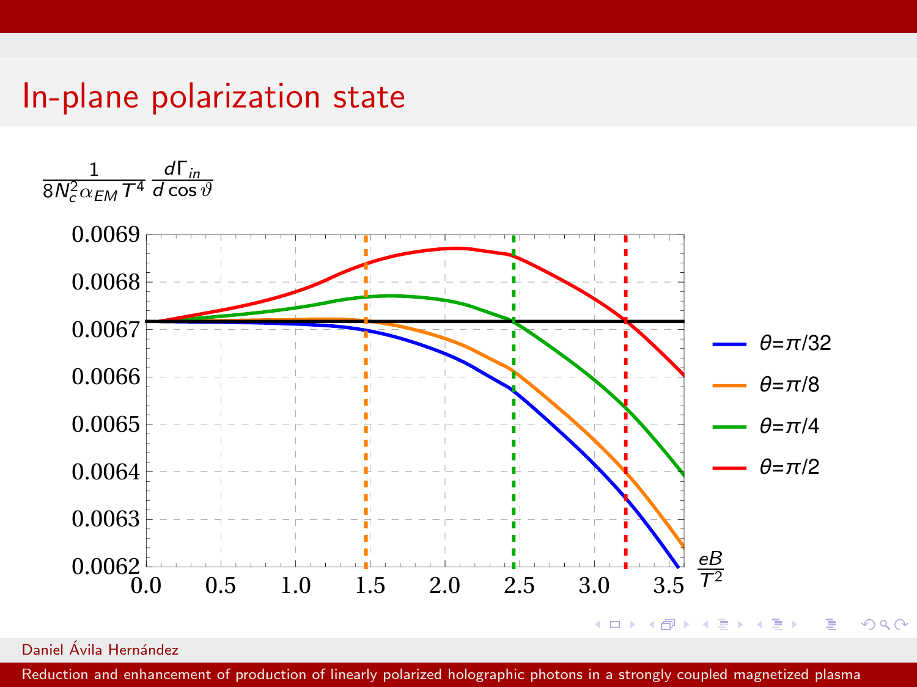# In-plane polarization state

$\frac{1}{8N_c^2\alpha_{EM}T^4}\frac{d\Gamma_{in}}{d\cos\vartheta}$

$\frac{eB}{T^2}$

$\theta=\pi/32$

$\theta=\pi/8$

$\theta=\pi/4$

$\theta=\pi/2$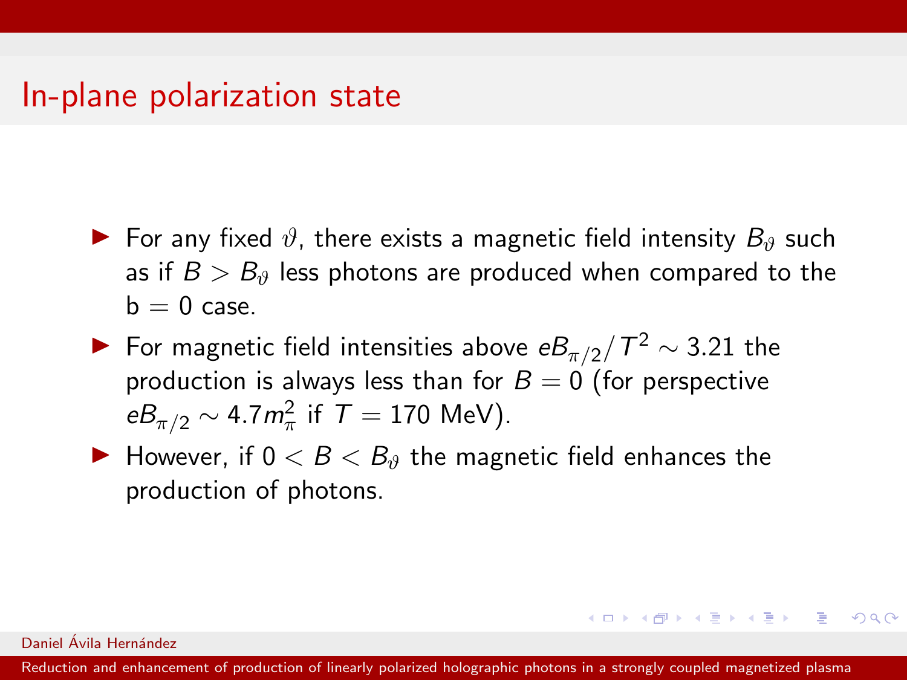# In-plane polarization state

- For any fixed $\vartheta$, there exists a magnetic field intensity $B_\vartheta$ such as if $B > B_\vartheta$ less photons are produced when compared to the b = 0 case.
- For magnetic field intensities above $eB_{\pi/2}/T^2 \sim 3.21$ the production is always less than for $B = 0$ (for perspective $eB_{\pi/2} \sim 4.7 m_\pi^2$ if $T = 170$ MeV).
- However, if $0 < B < B_\vartheta$ the magnetic field enhances the production of photons.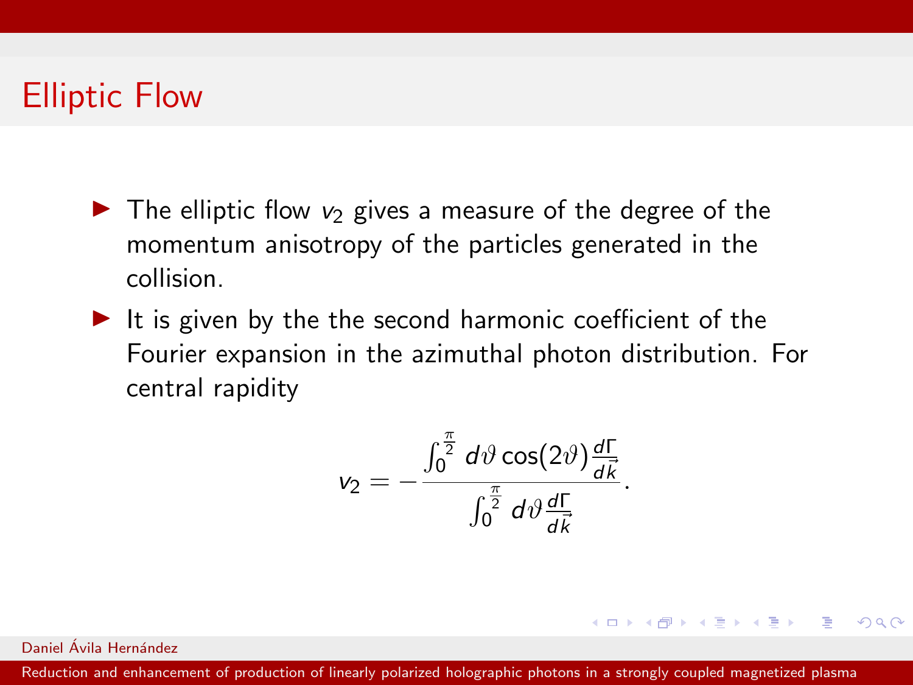# Elliptic Flow

- The elliptic flow $v_2$ gives a measure of the degree of the momentum anisotropy of the particles generated in the collision.
- It is given by the the second harmonic coefficient of the Fourier expansion in the azimuthal photon distribution. For central rapidity

$$v_2 = -\frac{\int_0^{\frac{\pi}{2}} d\vartheta \cos(2\vartheta) \frac{d\Gamma}{d\vec{k}}}{\int_0^{\frac{\pi}{2}} d\vartheta \frac{d\Gamma}{d\vec{k}}}.$$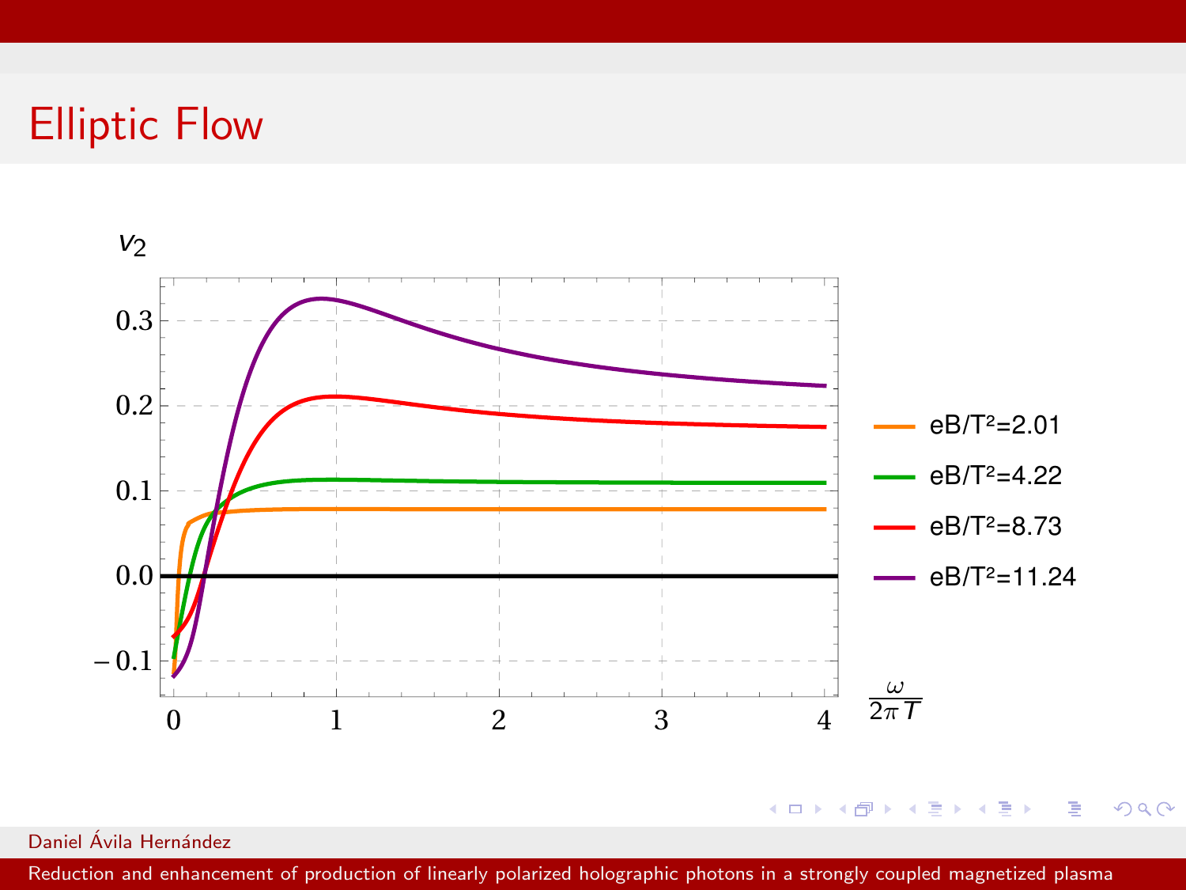# Elliptic Flow

$v_2$

| Legend |
|---|
| $eB/T^2=2.01$ |
| $eB/T^2=4.22$ |
| $eB/T^2=8.73$ |
| $eB/T^2=11.24$ |

Horizontal axis: $\frac{\omega}{2\pi T}$ (0 to 4); vertical axis: $v_2$ (−0.1 to 0.3)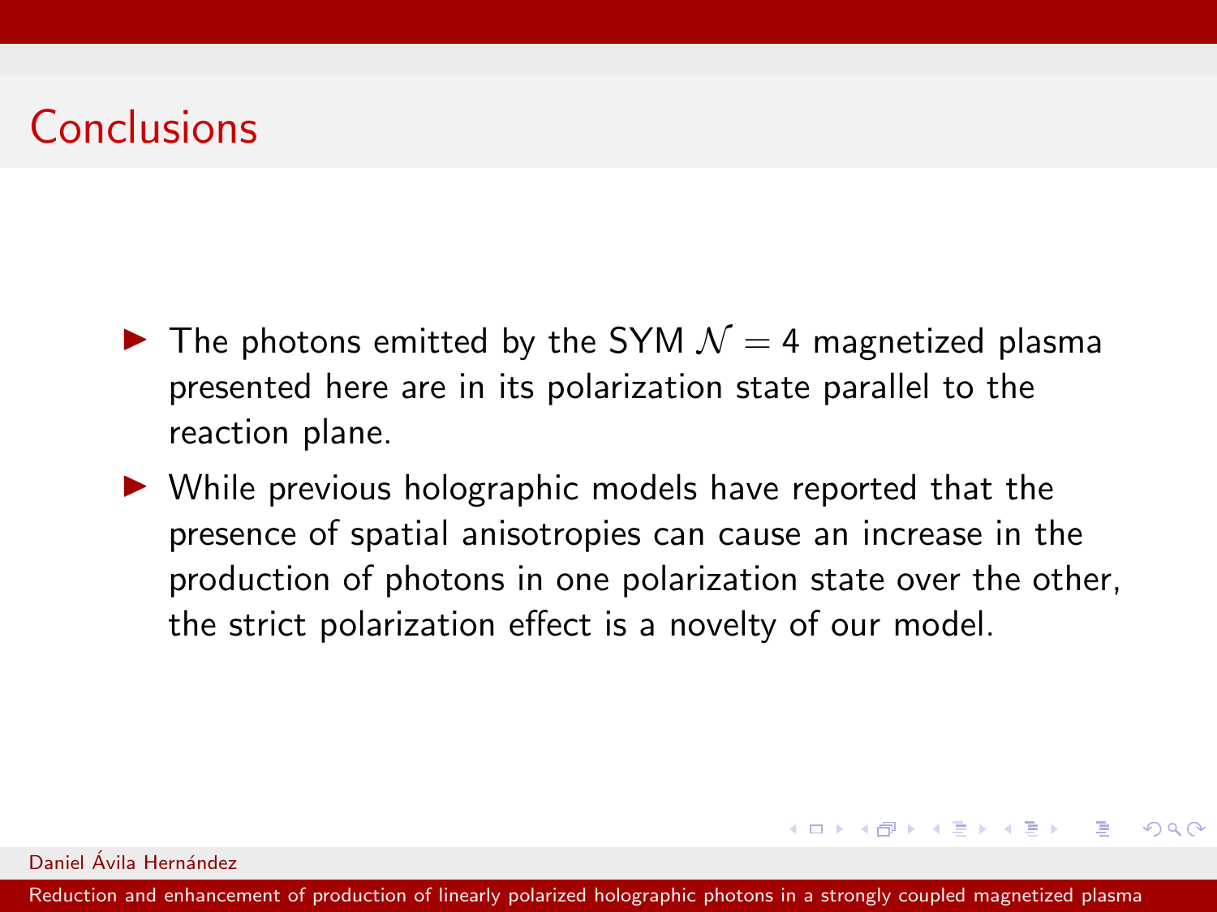# Conclusions

- The photons emitted by the SYM $\mathcal{N} = 4$ magnetized plasma presented here are in its polarization state parallel to the reaction plane.
- While previous holographic models have reported that the presence of spatial anisotropies can cause an increase in the production of photons in one polarization state over the other, the strict polarization effect is a novelty of our model.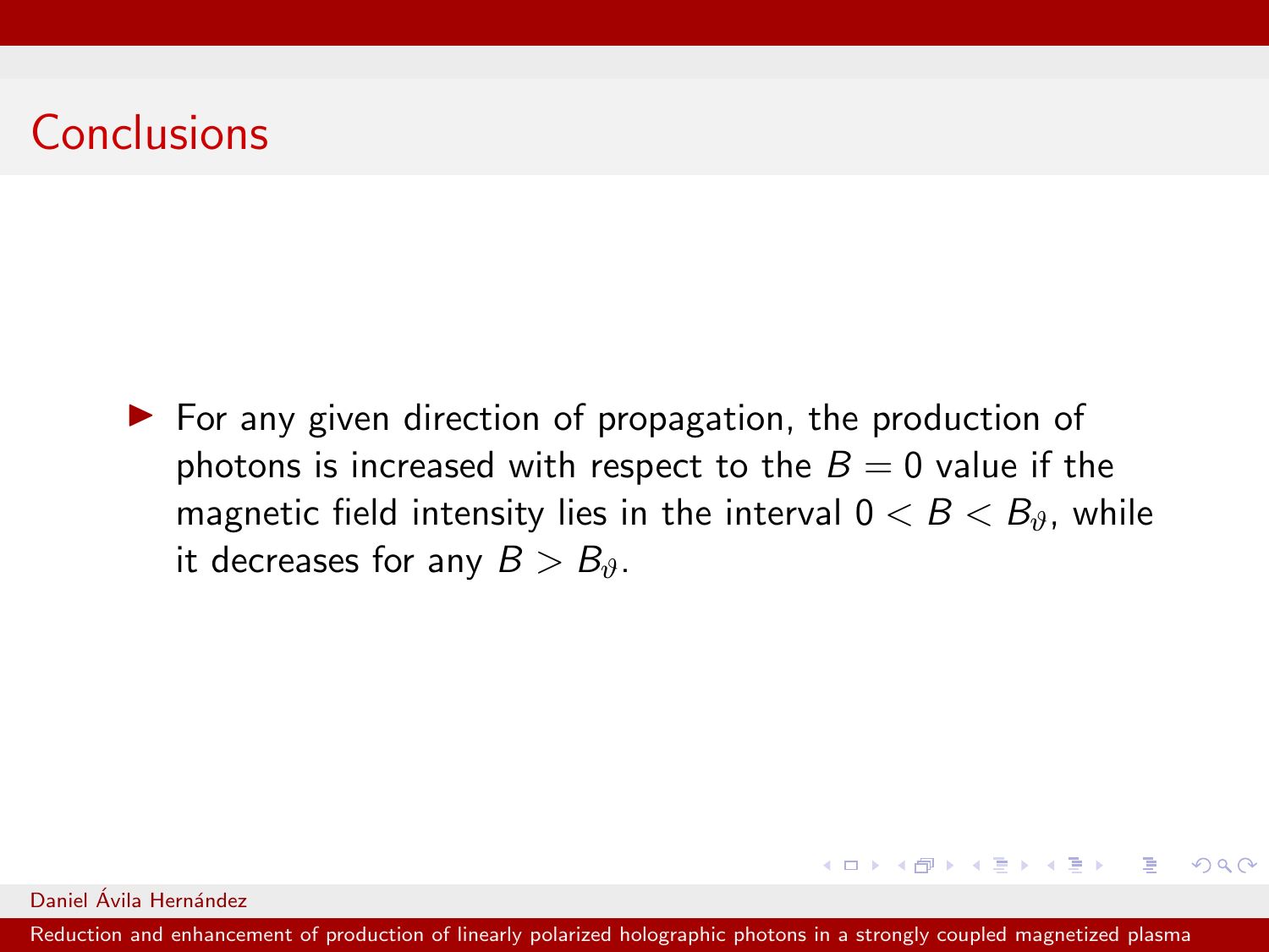## Conclusions

- For any given direction of propagation, the production of photons is increased with respect to the $B = 0$ value if the magnetic field intensity lies in the interval $0 < B < B_\vartheta$, while it decreases for any $B > B_\vartheta$.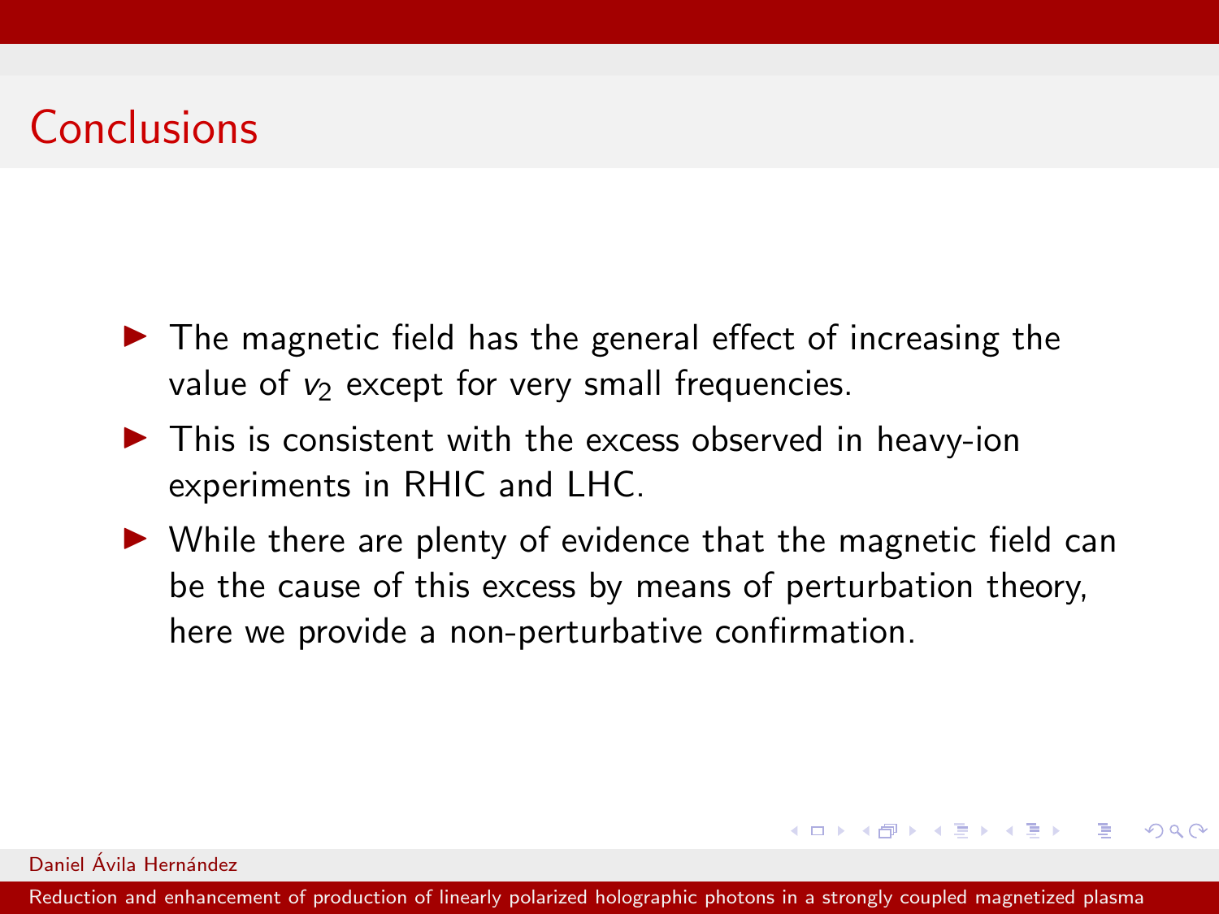## Conclusions

- The magnetic field has the general effect of increasing the value of $v_2$ except for very small frequencies.
- This is consistent with the excess observed in heavy-ion experiments in RHIC and LHC.
- While there are plenty of evidence that the magnetic field can be the cause of this excess by means of perturbation theory, here we provide a non-perturbative confirmation.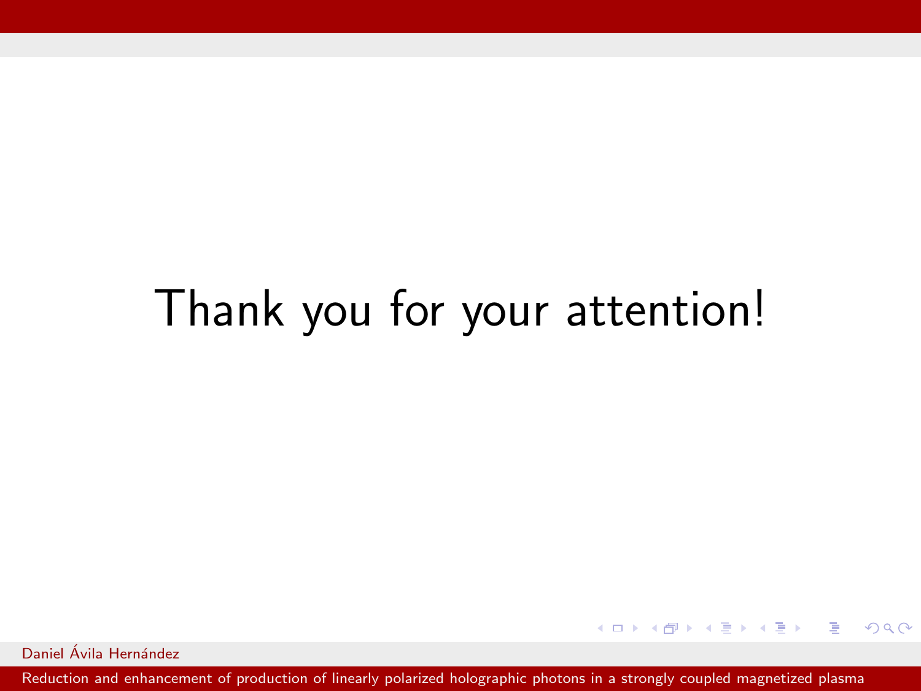Thank you for your attention!